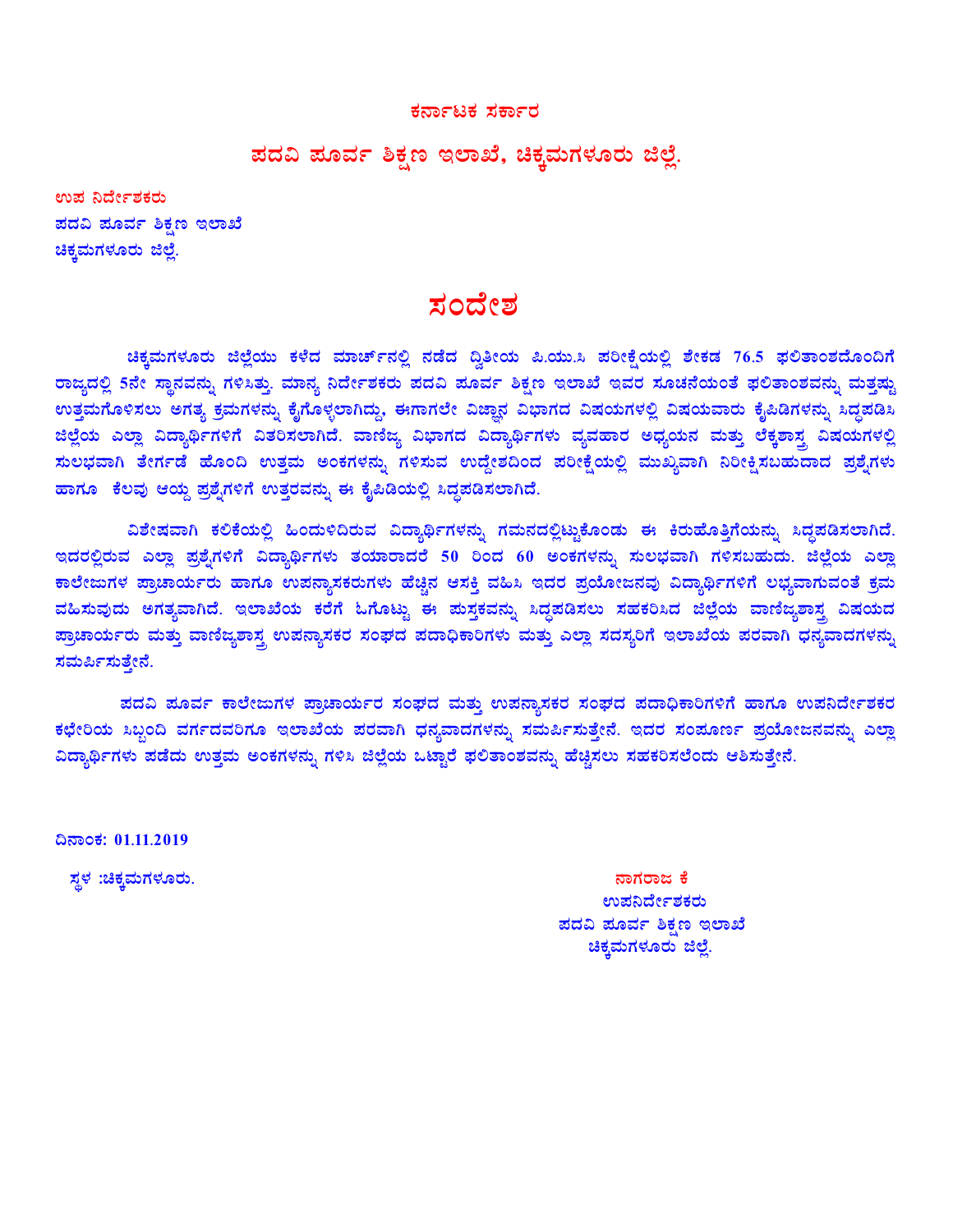# ಕರ್ನಾಟಕ ಸರ್ಕಾರ

## ಪದವಿ ಪೂರ್ವ ಶಿಕ್ಷಣ ಇಲಾಖೆ, ಚಿಕ್ಕಮಗಳೂರು ಜಿಲ್ಲೆ.

ಉಪ ನಿರ್ದೇಶಕರು
ಪದವಿ ಪೂರ್ವ ಶಿಕ್ಷಣ ಇಲಾಖೆ
ಚಿಕ್ಕಮಗಳೂರು ಜಿಲ್ಲೆ.

# ಸಂದೇಶ

ಚಿಕ್ಕಮಗಳೂರು ಜಿಲ್ಲೆಯು ಕಳೆದ ಮಾರ್ಚ್‌ನಲ್ಲಿ ನಡೆದ ದ್ವಿತೀಯ ಪಿ.ಯು.ಸಿ ಪರೀಕ್ಷೆಯಲ್ಲಿ ಶೇಕಡ 76.5 ಫಲಿತಾಂಶದೊಂದಿಗೆ ರಾಜ್ಯದಲ್ಲಿ 5ನೇ ಸ್ಥಾನವನ್ನು ಗಳಿಸಿತ್ತು. ಮಾನ್ಯ ನಿರ್ದೇಶಕರು ಪದವಿ ಪೂರ್ವ ಶಿಕ್ಷಣ ಇಲಾಖೆ ಇವರ ಸೂಚನೆಯಂತೆ ಫಲಿತಾಂಶವನ್ನು ಮತ್ತಷ್ಟು ಉತ್ತಮಗೊಳಿಸಲು ಅಗತ್ಯ ಕ್ರಮಗಳನ್ನು ಕೈಗೊಳ್ಳಲಾಗಿದ್ದು, ಈಗಾಗಲೇ ವಿಜ್ಞಾನ ವಿಭಾಗದ ವಿಷಯಗಳಲ್ಲಿ ವಿಷಯವಾರು ಕೈಪಿಡಿಗಳನ್ನು ಸಿದ್ಧಪಡಿಸಿ ಜಿಲ್ಲೆಯ ಎಲ್ಲಾ ವಿದ್ಯಾರ್ಥಿಗಳಿಗೆ ವಿತರಿಸಲಾಗಿದೆ. ವಾಣಿಜ್ಯ ವಿಭಾಗದ ವಿದ್ಯಾರ್ಥಿಗಳು ವ್ಯವಹಾರ ಅಧ್ಯಯನ ಮತ್ತು ಲೆಕ್ಕಶಾಸ್ತ್ರ ವಿಷಯಗಳಲ್ಲಿ ಸುಲಭವಾಗಿ ತೇರ್ಗಡೆ ಹೊಂದಿ ಉತ್ತಮ ಅಂಕಗಳನ್ನು ಗಳಿಸುವ ಉದ್ದೇಶದಿಂದ ಪರೀಕ್ಷೆಯಲ್ಲಿ ಮುಖ್ಯವಾಗಿ ನಿರೀಕ್ಷಿಸಬಹುದಾದ ಪ್ರಶ್ನೆಗಳು ಹಾಗೂ ಕೆಲವು ಆಯ್ದ ಪ್ರಶ್ನೆಗಳಿಗೆ ಉತ್ತರವನ್ನು ಈ ಕೈಪಿಡಿಯಲ್ಲಿ ಸಿದ್ಧಪಡಿಸಲಾಗಿದೆ.

ವಿಶೇಷವಾಗಿ ಕಲಿಕೆಯಲ್ಲಿ ಹಿಂದುಳಿದಿರುವ ವಿದ್ಯಾರ್ಥಿಗಳನ್ನು ಗಮನದಲ್ಲಿಟ್ಟುಕೊಂಡು ಈ ಕಿರುಹೊತ್ತಿಗೆಯನ್ನು ಸಿದ್ಧಪಡಿಸಲಾಗಿದೆ. ಇದರಲ್ಲಿರುವ ಎಲ್ಲಾ ಪ್ರಶ್ನೆಗಳಿಗೆ ವಿದ್ಯಾರ್ಥಿಗಳು ತಯಾರಾದರೆ 50 ರಿಂದ 60 ಅಂಕಗಳನ್ನು ಸುಲಭವಾಗಿ ಗಳಿಸಬಹುದು. ಜಿಲ್ಲೆಯ ಎಲ್ಲಾ ಕಾಲೇಜುಗಳ ಪ್ರಾಚಾರ್ಯರು ಹಾಗೂ ಉಪನ್ಯಾಸಕರುಗಳು ಹೆಚ್ಚಿನ ಆಸಕ್ತಿ ವಹಿಸಿ ಇದರ ಪ್ರಯೋಜನವು ವಿದ್ಯಾರ್ಥಿಗಳಿಗೆ ಲಭ್ಯವಾಗುವಂತೆ ಕ್ರಮ ವಹಿಸುವುದು ಅಗತ್ಯವಾಗಿದೆ. ಇಲಾಖೆಯ ಕರೆಗೆ ಓಗೊಟ್ಟು ಈ ಪುಸ್ತಕವನ್ನು ಸಿದ್ಧಪಡಿಸಲು ಸಹಕರಿಸಿದ ಜಿಲ್ಲೆಯ ವಾಣಿಜ್ಯಶಾಸ್ತ್ರ ವಿಷಯದ ಪ್ರಾಚಾರ್ಯರು ಮತ್ತು ವಾಣಿಜ್ಯಶಾಸ್ತ್ರ ಉಪನ್ಯಾಸಕರ ಸಂಘದ ಪದಾಧಿಕಾರಿಗಳು ಮತ್ತು ಎಲ್ಲಾ ಸದಸ್ಯರಿಗೆ ಇಲಾಖೆಯ ಪರವಾಗಿ ಧನ್ಯವಾದಗಳನ್ನು ಸಮರ್ಪಿಸುತ್ತೇನೆ.

ಪದವಿ ಪೂರ್ವ ಕಾಲೇಜುಗಳ ಪ್ರಾಚಾರ್ಯರ ಸಂಘದ ಮತ್ತು ಉಪನ್ಯಾಸಕರ ಸಂಘದ ಪದಾಧಿಕಾರಿಗಳಿಗೆ ಹಾಗೂ ಉಪನಿರ್ದೇಶಕರ ಕಛೇರಿಯ ಸಿಬ್ಬಂದಿ ವರ್ಗದವರಿಗೂ ಇಲಾಖೆಯ ಪರವಾಗಿ ಧನ್ಯವಾದಗಳನ್ನು ಸಮರ್ಪಿಸುತ್ತೇನೆ. ಇದರ ಸಂಪೂರ್ಣ ಪ್ರಯೋಜನವನ್ನು ಎಲ್ಲಾ ವಿದ್ಯಾರ್ಥಿಗಳು ಪಡೆದು ಉತ್ತಮ ಅಂಕಗಳನ್ನು ಗಳಿಸಿ ಜಿಲ್ಲೆಯ ಒಟ್ಟಾರೆ ಫಲಿತಾಂಶವನ್ನು ಹೆಚ್ಚಿಸಲು ಸಹಕರಿಸಲೆಂದು ಆಶಿಸುತ್ತೇನೆ.

**ದಿನಾಂಕ: 01.11.2019**

ಸ್ಥಳ :ಚಿಕ್ಕಮಗಳೂರು.

ನಾಗರಾಜ ಕೆ
ಉಪನಿರ್ದೇಶಕರು
ಪದವಿ ಪೂರ್ವ ಶಿಕ್ಷಣ ಇಲಾಖೆ
ಚಿಕ್ಕಮಗಳೂರು ಜಿಲ್ಲೆ.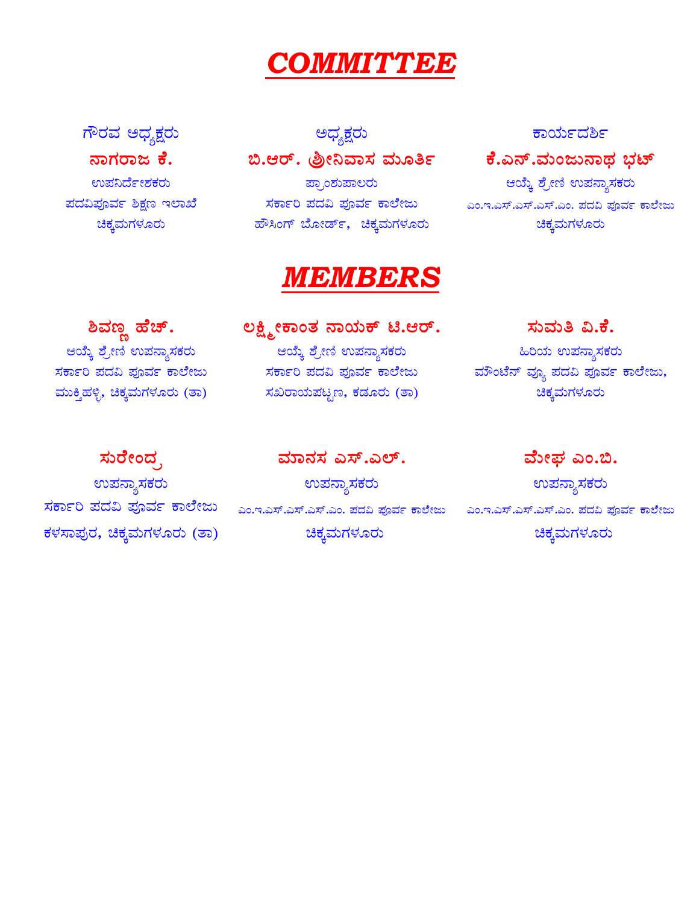# COMMITTEE

**ಗೌರವ ಅಧ್ಯಕ್ಷರು**
**ನಾಗರಾಜ ಕೆ.**
ಉಪನಿರ್ದೇಶಕರು
ಪದವಿಪೂರ್ವ ಶಿಕ್ಷಣ ಇಲಾಖೆ
ಚಿಕ್ಕಮಗಳೂರು

**ಅಧ್ಯಕ್ಷರು**
**ಬಿ.ಆರ್. ಶ್ರೀನಿವಾಸ ಮೂರ್ತಿ**
ಪ್ರಾಂಶುಪಾಲರು
ಸರ್ಕಾರಿ ಪದವಿ ಪೂರ್ವ ಕಾಲೇಜು
ಹೌಸಿಂಗ್ ಬೋರ್ಡ್, ಚಿಕ್ಕಮಗಳೂರು

**ಕಾರ್ಯದರ್ಶಿ**
**ಕೆ.ಎನ್.ಮಂಜುನಾಥ ಭಟ್**
ಆಯ್ಕೆ ಶ್ರೇಣಿ ಉಪನ್ಯಾಸಕರು
ಎಂ.ಇ.ಎಸ್.ಎಸ್.ಎಸ್.ಎಂ. ಪದವಿ ಪೂರ್ವ ಕಾಲೇಜು
ಚಿಕ್ಕಮಗಳೂರು

# MEMBERS

**ಶಿವಣ್ಣ ಹೆಚ್.**
ಆಯ್ಕೆ ಶ್ರೇಣಿ ಉಪನ್ಯಾಸಕರು
ಸರ್ಕಾರಿ ಪದವಿ ಪೂರ್ವ ಕಾಲೇಜು
ಮುಕ್ತಿಹಳ್ಳಿ, ಚಿಕ್ಕಮಗಳೂರು (ತಾ)

**ಲಕ್ಷ್ಮೀಕಾಂತ ನಾಯಕ್ ಟಿ.ಆರ್.**
ಆಯ್ಕೆ ಶ್ರೇಣಿ ಉಪನ್ಯಾಸಕರು
ಸರ್ಕಾರಿ ಪದವಿ ಪೂರ್ವ ಕಾಲೇಜು
ಸಖರಾಯಪಟ್ಟಣ, ಕಡೂರು (ತಾ)

**ಸುಮತಿ ವಿ.ಕೆ.**
ಹಿರಿಯ ಉಪನ್ಯಾಸಕರು
ಮೌಂಟೆನ್ ವ್ಯೂ ಪದವಿ ಪೂರ್ವ ಕಾಲೇಜು,
ಚಿಕ್ಕಮಗಳೂರು

**ಸುರೇಂದ್ರ**
ಉಪನ್ಯಾಸಕರು
ಸರ್ಕಾರಿ ಪದವಿ ಪೂರ್ವ ಕಾಲೇಜು
ಕಳಸಾಪುರ, ಚಿಕ್ಕಮಗಳೂರು (ತಾ)

**ಮಾನಸ ಎಸ್.ಎಲ್.**
ಉಪನ್ಯಾಸಕರು
ಎಂ.ಇ.ಎಸ್.ಎಸ್.ಎಸ್.ಎಂ. ಪದವಿ ಪೂರ್ವ ಕಾಲೇಜು
ಚಿಕ್ಕಮಗಳೂರು

**ಮೇಘ ಎಂ.ಬಿ.**
ಉಪನ್ಯಾಸಕರು
ಎಂ.ಇ.ಎಸ್.ಎಸ್.ಎಸ್.ಎಂ. ಪದವಿ ಪೂರ್ವ ಕಾಲೇಜು
ಚಿಕ್ಕಮಗಳೂರು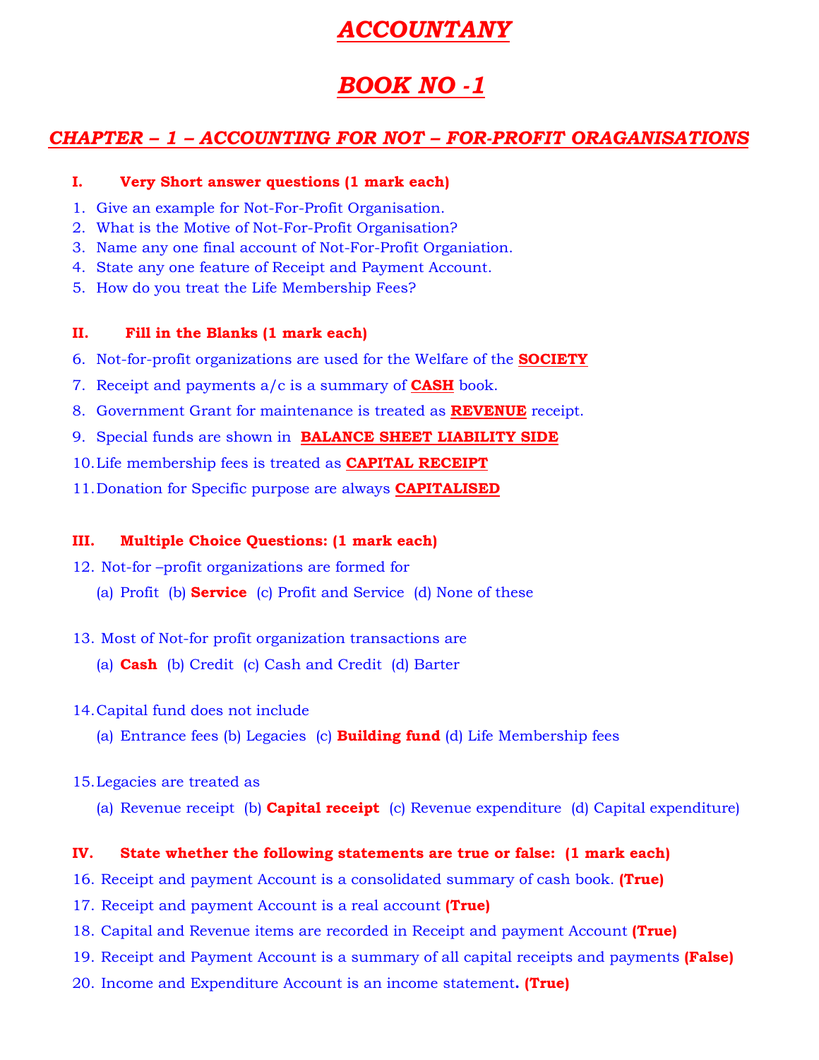# ACCOUNTANY

# BOOK NO -1

## CHAPTER – 1 – ACCOUNTING FOR NOT – FOR-PROFIT ORAGANISATIONS

### I. Very Short answer questions (1 mark each)

1. Give an example for Not-For-Profit Organisation.
2. What is the Motive of Not-For-Profit Organisation?
3. Name any one final account of Not-For-Profit Organiation.
4. State any one feature of Receipt and Payment Account.
5. How do you treat the Life Membership Fees?

### II. Fill in the Blanks (1 mark each)

6. Not-for-profit organizations are used for the Welfare of the **SOCIETY**
7. Receipt and payments a/c is a summary of **CASH** book.
8. Government Grant for maintenance is treated as **REVENUE** receipt.
9. Special funds are shown in **BALANCE SHEET LIABILITY SIDE**
10. Life membership fees is treated as **CAPITAL RECEIPT**
11. Donation for Specific purpose are always **CAPITALISED**

### III. Multiple Choice Questions: (1 mark each)

12. Not-for –profit organizations are formed for

    (a) Profit (b) **Service** (c) Profit and Service (d) None of these

13. Most of Not-for profit organization transactions are

    (a) **Cash** (b) Credit (c) Cash and Credit (d) Barter

14. Capital fund does not include

    (a) Entrance fees (b) Legacies (c) **Building fund** (d) Life Membership fees

15. Legacies are treated as

    (a) Revenue receipt (b) **Capital receipt** (c) Revenue expenditure (d) Capital expenditure)

### IV. State whether the following statements are true or false: (1 mark each)

16. Receipt and payment Account is a consolidated summary of cash book. **(True)**
17. Receipt and payment Account is a real account **(True)**
18. Capital and Revenue items are recorded in Receipt and payment Account **(True)**
19. Receipt and Payment Account is a summary of all capital receipts and payments **(False)**
20. Income and Expenditure Account is an income statement. **(True)**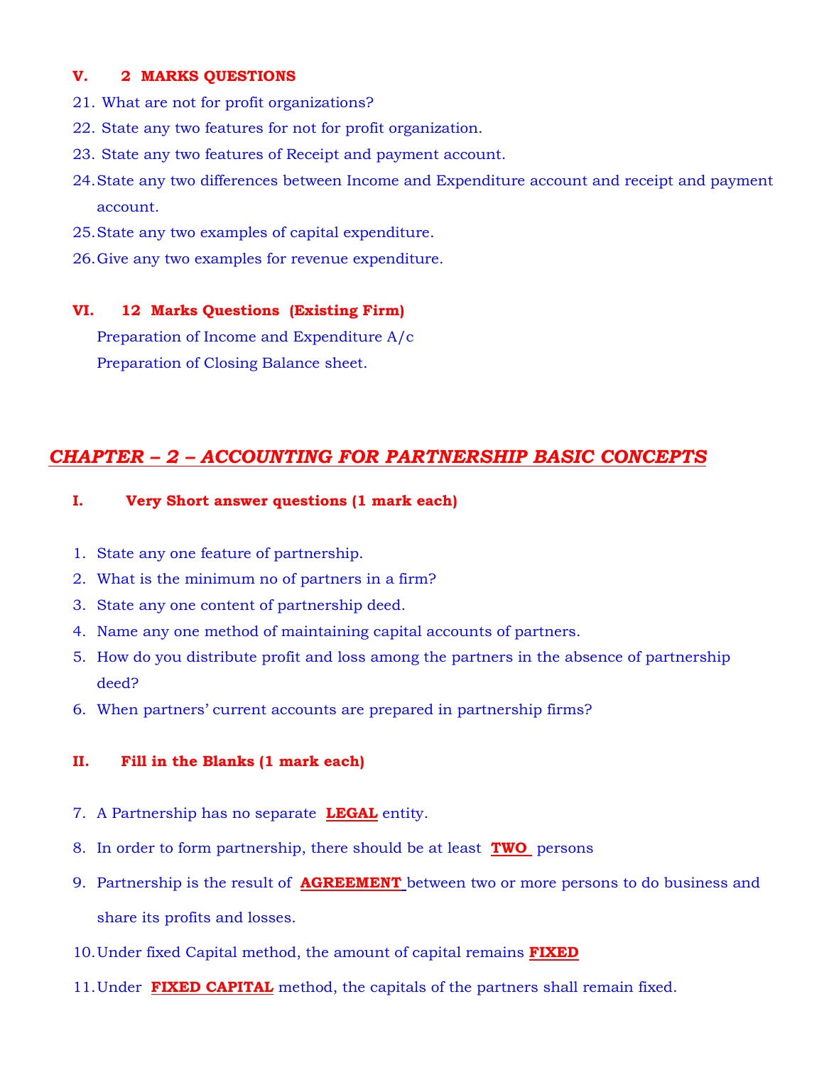### V. 2 MARKS QUESTIONS

21. What are not for profit organizations?
22. State any two features for not for profit organization.
23. State any two features of Receipt and payment account.
24. State any two differences between Income and Expenditure account and receipt and payment account.
25. State any two examples of capital expenditure.
26. Give any two examples for revenue expenditure.

### VI. 12 Marks Questions (Existing Firm)

Preparation of Income and Expenditure A/c

Preparation of Closing Balance sheet.

## ***CHAPTER – 2 – ACCOUNTING FOR PARTNERSHIP BASIC CONCEPTS***

### I. Very Short answer questions (1 mark each)

1. State any one feature of partnership.
2. What is the minimum no of partners in a firm?
3. State any one content of partnership deed.
4. Name any one method of maintaining capital accounts of partners.
5. How do you distribute profit and loss among the partners in the absence of partnership deed?
6. When partners' current accounts are prepared in partnership firms?

### II. Fill in the Blanks (1 mark each)

7. A Partnership has no separate **LEGAL** entity.
8. In order to form partnership, there should be at least **TWO** persons
9. Partnership is the result of **AGREEMENT** between two or more persons to do business and share its profits and losses.
10. Under fixed Capital method, the amount of capital remains **FIXED**
11. Under **FIXED CAPITAL** method, the capitals of the partners shall remain fixed.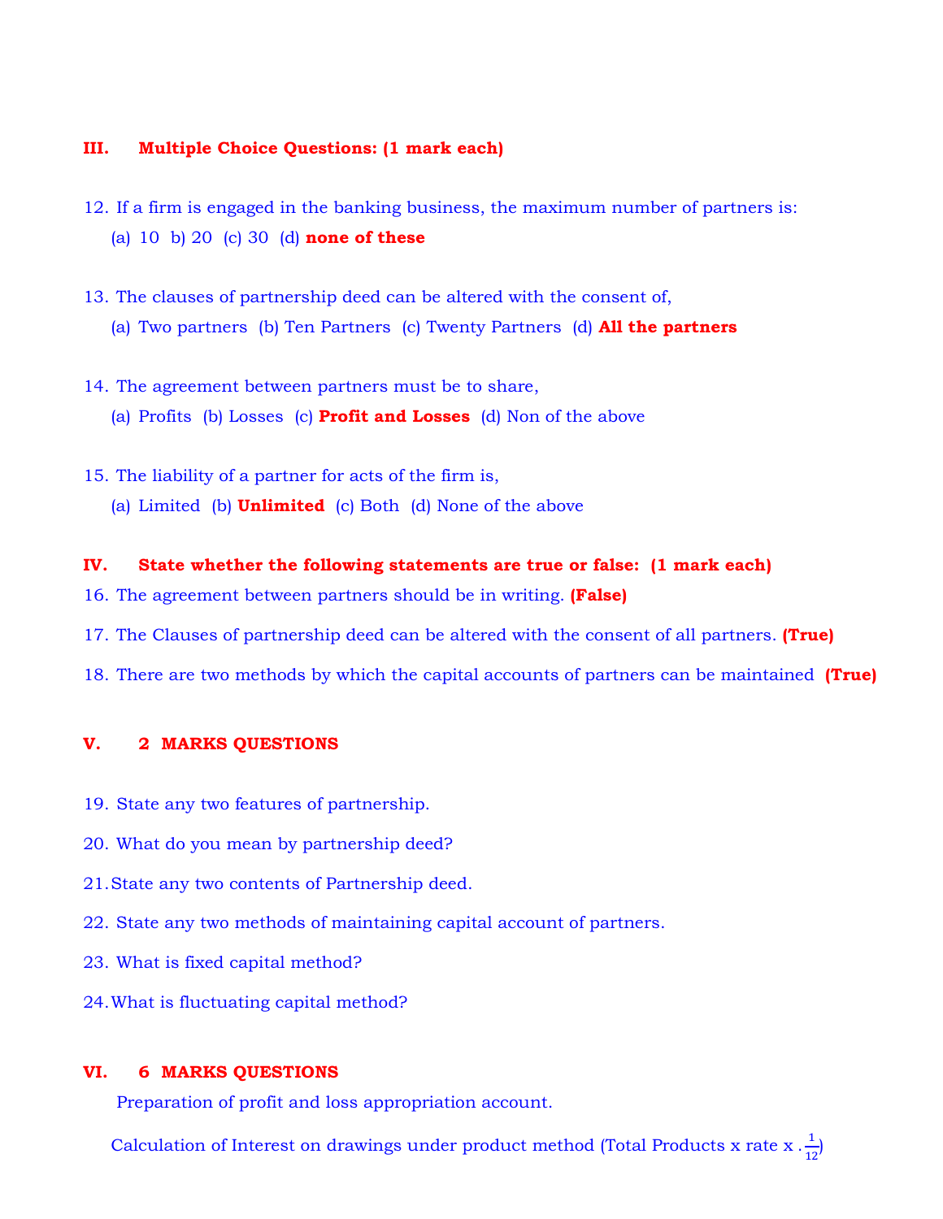## III. Multiple Choice Questions: (1 mark each)

12. If a firm is engaged in the banking business, the maximum number of partners is:
    (a) 10 b) 20 (c) 30 (d) **none of these**

13. The clauses of partnership deed can be altered with the consent of,
    (a) Two partners (b) Ten Partners (c) Twenty Partners (d) **All the partners**

14. The agreement between partners must be to share,
    (a) Profits (b) Losses (c) **Profit and Losses** (d) Non of the above

15. The liability of a partner for acts of the firm is,
    (a) Limited (b) **Unlimited** (c) Both (d) None of the above

## IV. State whether the following statements are true or false: (1 mark each)

16. The agreement between partners should be in writing. **(False)**
17. The Clauses of partnership deed can be altered with the consent of all partners. **(True)**
18. There are two methods by which the capital accounts of partners can be maintained **(True)**

## V. 2 MARKS QUESTIONS

19. State any two features of partnership.
20. What do you mean by partnership deed?
21. State any two contents of Partnership deed.
22. State any two methods of maintaining capital account of partners.
23. What is fixed capital method?
24. What is fluctuating capital method?

## VI. 6 MARKS QUESTIONS

Preparation of profit and loss appropriation account.

Calculation of Interest on drawings under product method (Total Products x rate x $\frac{1}{12}$)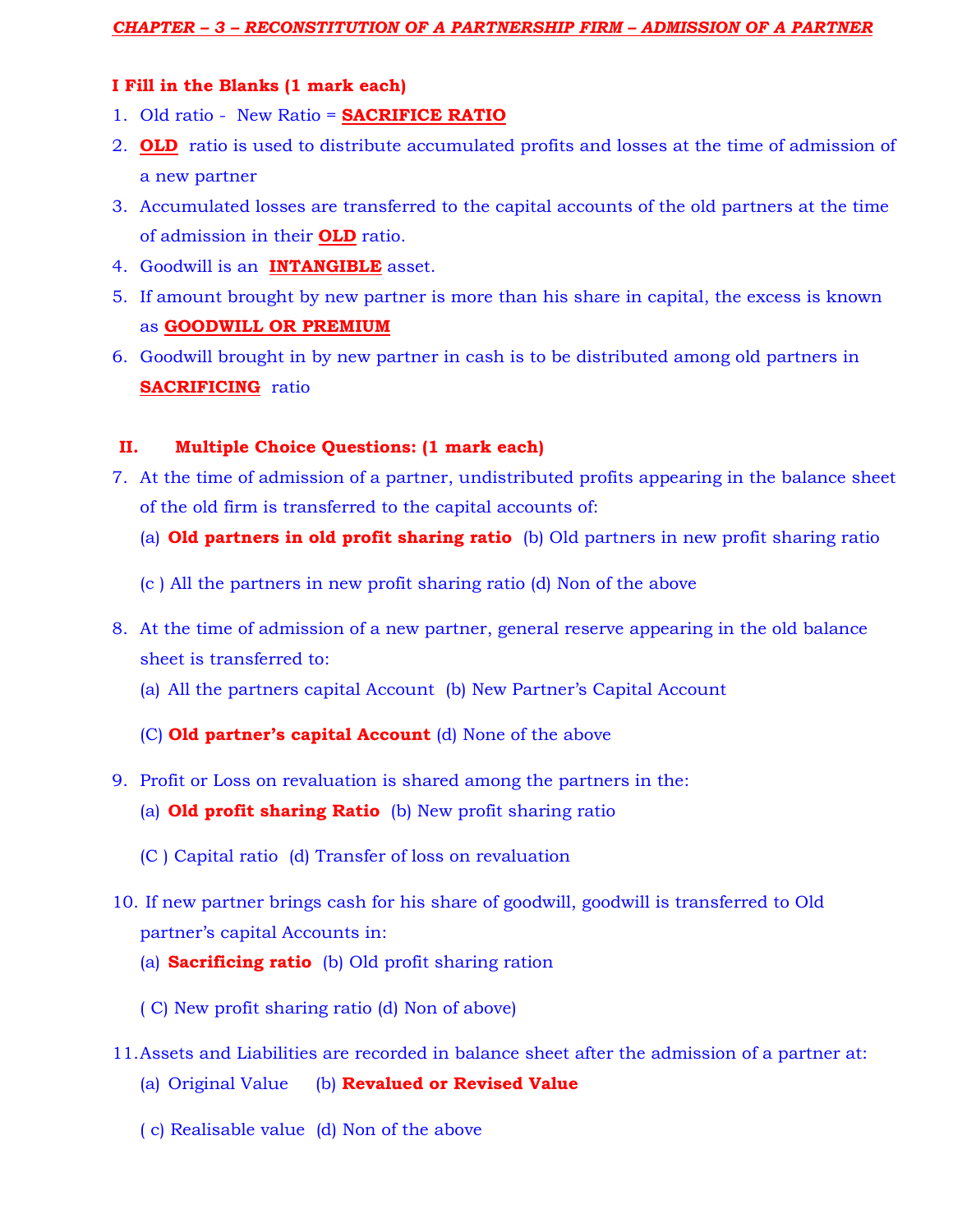## ***CHAPTER – 3 – RECONSTITUTION OF A PARTNERSHIP FIRM – ADMISSION OF A PARTNER***

### I Fill in the Blanks (1 mark each)

1. Old ratio - New Ratio = **SACRIFICE RATIO**
2. **OLD** ratio is used to distribute accumulated profits and losses at the time of admission of a new partner
3. Accumulated losses are transferred to the capital accounts of the old partners at the time of admission in their **OLD** ratio.
4. Goodwill is an **INTANGIBLE** asset.
5. If amount brought by new partner is more than his share in capital, the excess is known as **GOODWILL OR PREMIUM**
6. Goodwill brought in by new partner in cash is to be distributed among old partners in **SACRIFICING** ratio

### II. Multiple Choice Questions: (1 mark each)

7. At the time of admission of a partner, undistributed profits appearing in the balance sheet of the old firm is transferred to the capital accounts of:

   (a) **Old partners in old profit sharing ratio** (b) Old partners in new profit sharing ratio

   (c ) All the partners in new profit sharing ratio (d) Non of the above

8. At the time of admission of a new partner, general reserve appearing in the old balance sheet is transferred to:

   (a) All the partners capital Account (b) New Partner's Capital Account

   (C) **Old partner's capital Account** (d) None of the above

9. Profit or Loss on revaluation is shared among the partners in the:

   (a) **Old profit sharing Ratio** (b) New profit sharing ratio

   (C ) Capital ratio (d) Transfer of loss on revaluation

10. If new partner brings cash for his share of goodwill, goodwill is transferred to Old partner's capital Accounts in:

    (a) **Sacrificing ratio** (b) Old profit sharing ration

    ( C) New profit sharing ratio (d) Non of above)

11. Assets and Liabilities are recorded in balance sheet after the admission of a partner at:

    (a) Original Value (b) **Revalued or Revised Value**

    ( c) Realisable value (d) Non of the above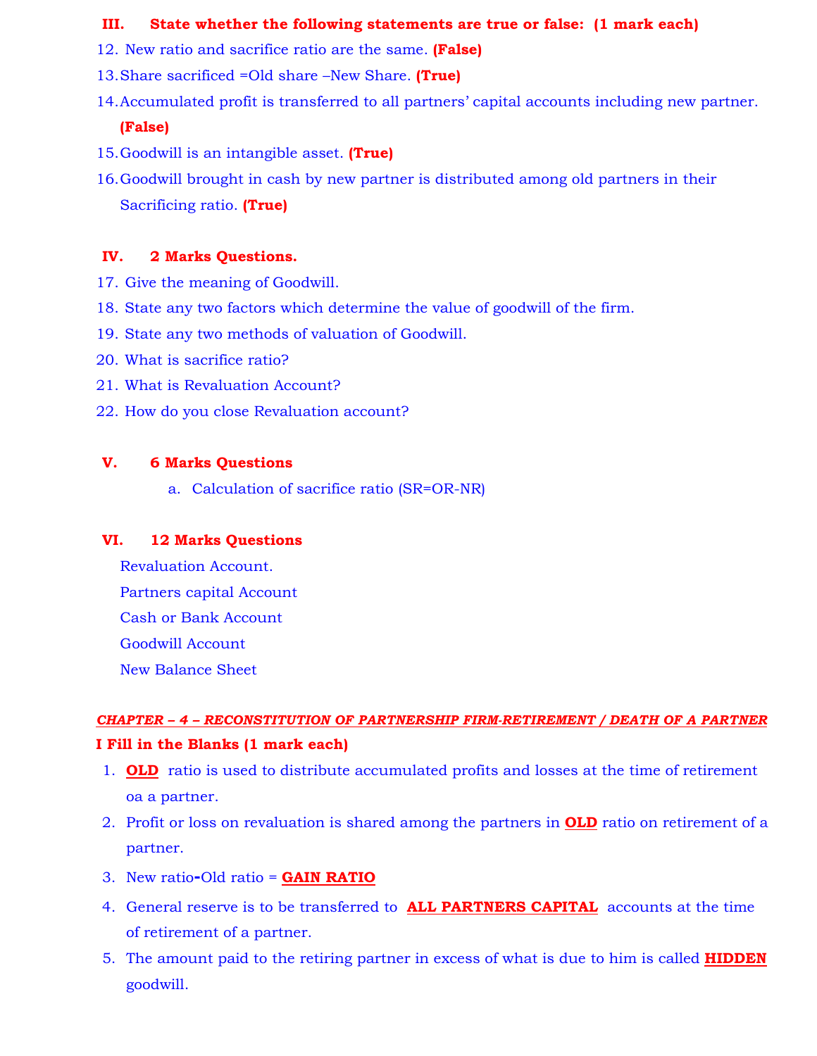### III. State whether the following statements are true or false: (1 mark each)

12. New ratio and sacrifice ratio are the same. **(False)**
13. Share sacrificed =Old share –New Share. **(True)**
14. Accumulated profit is transferred to all partners' capital accounts including new partner. **(False)**
15. Goodwill is an intangible asset. **(True)**
16. Goodwill brought in cash by new partner is distributed among old partners in their Sacrificing ratio. **(True)**

### IV. 2 Marks Questions.

17. Give the meaning of Goodwill.
18. State any two factors which determine the value of goodwill of the firm.
19. State any two methods of valuation of Goodwill.
20. What is sacrifice ratio?
21. What is Revaluation Account?
22. How do you close Revaluation account?

### V. 6 Marks Questions

a. Calculation of sacrifice ratio (SR=OR-NR)

### VI. 12 Marks Questions

Revaluation Account.
Partners capital Account
Cash or Bank Account
Goodwill Account
New Balance Sheet

## *CHAPTER – 4 – RECONSTITUTION OF PARTNERSHIP FIRM-RETIREMENT / DEATH OF A PARTNER*

### I Fill in the Blanks (1 mark each)

1. **OLD** ratio is used to distribute accumulated profits and losses at the time of retirement oa a partner.
2. Profit or loss on revaluation is shared among the partners in **OLD** ratio on retirement of a partner.
3. New ratio-Old ratio = **GAIN RATIO**
4. General reserve is to be transferred to **ALL PARTNERS CAPITAL** accounts at the time of retirement of a partner.
5. The amount paid to the retiring partner in excess of what is due to him is called **HIDDEN** goodwill.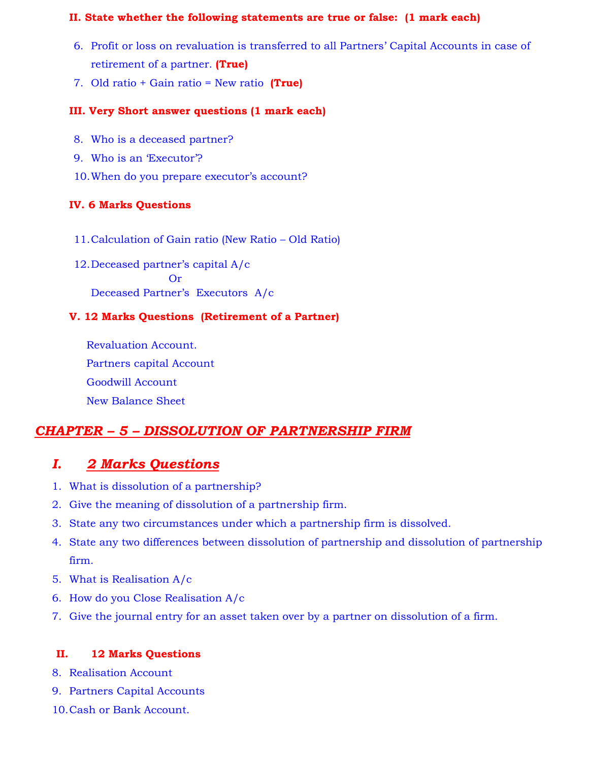**II. State whether the following statements are true or false: (1 mark each)**

6. Profit or loss on revaluation is transferred to all Partners' Capital Accounts in case of retirement of a partner. **(True)**
7. Old ratio + Gain ratio = New ratio **(True)**

**III. Very Short answer questions (1 mark each)**

8. Who is a deceased partner?
9. Who is an 'Executor'?
10. When do you prepare executor's account?

**IV. 6 Marks Questions**

11. Calculation of Gain ratio (New Ratio – Old Ratio)
12. Deceased partner's capital A/c

    Or

    Deceased Partner's Executors A/c

**V. 12 Marks Questions (Retirement of a Partner)**

Revaluation Account.

Partners capital Account

Goodwill Account

New Balance Sheet

## *CHAPTER – 5 – DISSOLUTION OF PARTNERSHIP FIRM*

### *I. 2 Marks Questions*

1. What is dissolution of a partnership?
2. Give the meaning of dissolution of a partnership firm.
3. State any two circumstances under which a partnership firm is dissolved.
4. State any two differences between dissolution of partnership and dissolution of partnership firm.
5. What is Realisation A/c
6. How do you Close Realisation A/c
7. Give the journal entry for an asset taken over by a partner on dissolution of a firm.

**II. 12 Marks Questions**

8. Realisation Account
9. Partners Capital Accounts
10. Cash or Bank Account.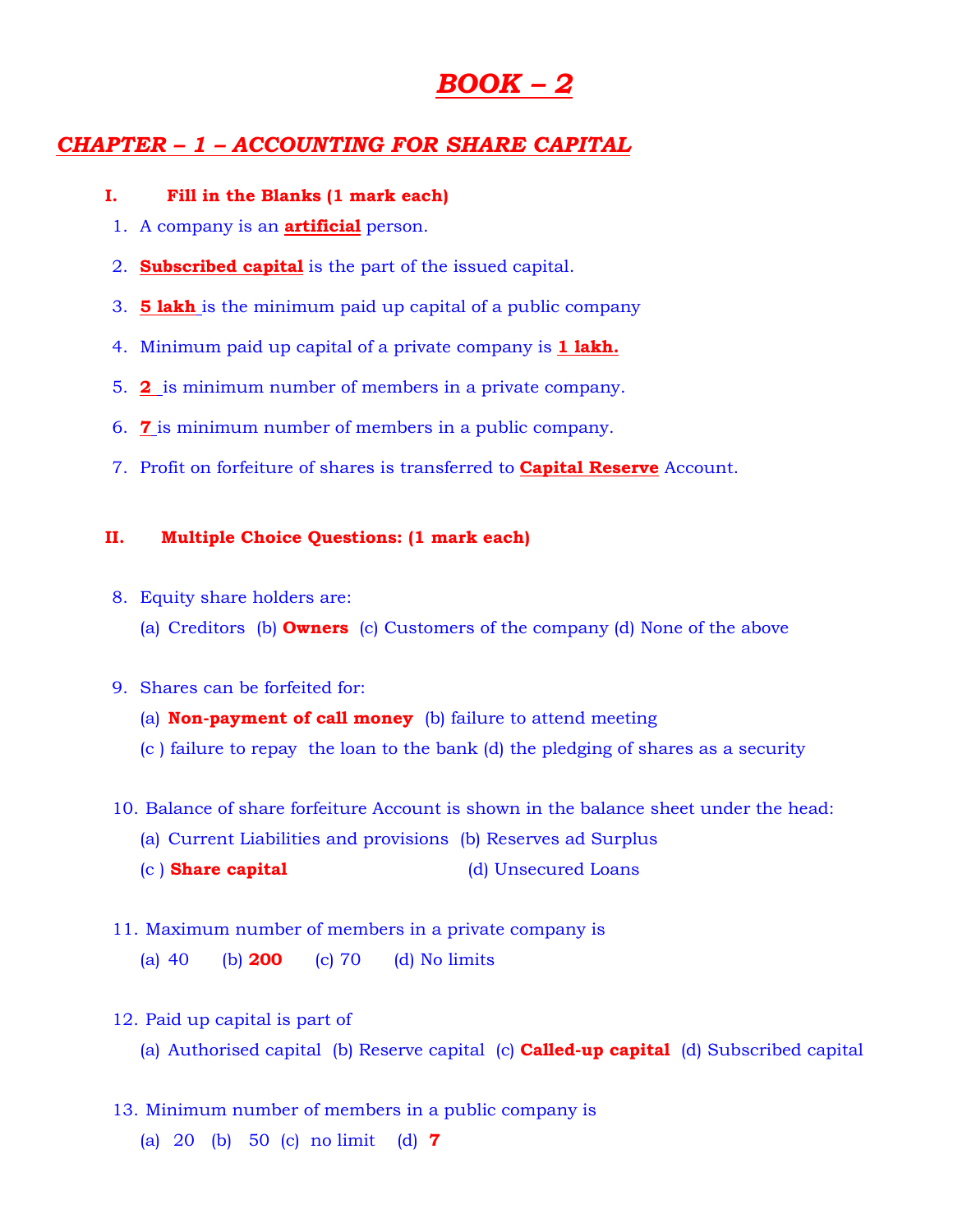# BOOK – 2

## CHAPTER – 1 – ACCOUNTING FOR SHARE CAPITAL

### I. Fill in the Blanks (1 mark each)

1. A company is an **artificial** person.
2. **Subscribed capital** is the part of the issued capital.
3. **5 lakh** is the minimum paid up capital of a public company
4. Minimum paid up capital of a private company is **1 lakh.**
5. **2** is minimum number of members in a private company.
6. **7** is minimum number of members in a public company.
7. Profit on forfeiture of shares is transferred to **Capital Reserve** Account.

### II. Multiple Choice Questions: (1 mark each)

8. Equity share holders are:
   (a) Creditors (b) **Owners** (c) Customers of the company (d) None of the above

9. Shares can be forfeited for:
   (a) **Non-payment of call money** (b) failure to attend meeting
   (c ) failure to repay the loan to the bank (d) the pledging of shares as a security

10. Balance of share forfeiture Account is shown in the balance sheet under the head:
    (a) Current Liabilities and provisions (b) Reserves ad Surplus
    (c ) **Share capital** (d) Unsecured Loans

11. Maximum number of members in a private company is
    (a) 40 (b) **200** (c) 70 (d) No limits

12. Paid up capital is part of
    (a) Authorised capital (b) Reserve capital (c) **Called-up capital** (d) Subscribed capital

13. Minimum number of members in a public company is
    (a) 20 (b) 50 (c) no limit (d) **7**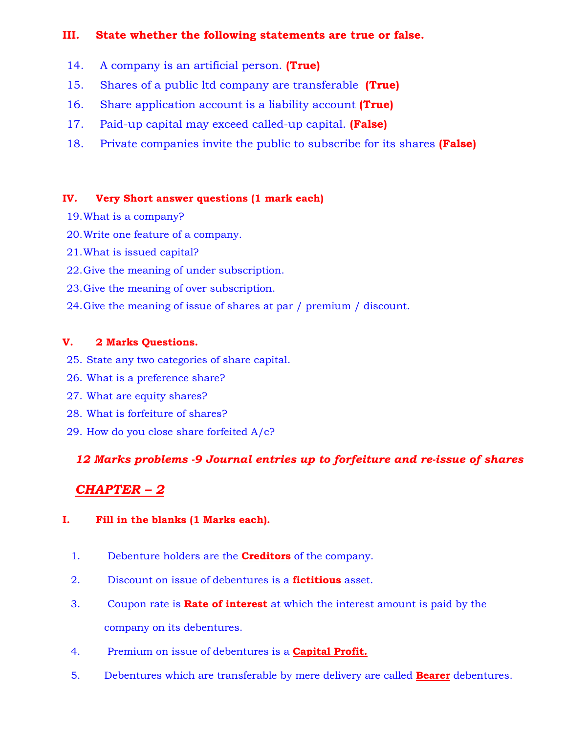### III. State whether the following statements are true or false.

14. A company is an artificial person. **(True)**
15. Shares of a public ltd company are transferable **(True)**
16. Share application account is a liability account **(True)**
17. Paid-up capital may exceed called-up capital. **(False)**
18. Private companies invite the public to subscribe for its shares **(False)**

### IV. Very Short answer questions (1 mark each)

19. What is a company?
20. Write one feature of a company.
21. What is issued capital?
22. Give the meaning of under subscription.
23. Give the meaning of over subscription.
24. Give the meaning of issue of shares at par / premium / discount.

### V. 2 Marks Questions.

25. State any two categories of share capital.
26. What is a preference share?
27. What are equity shares?
28. What is forfeiture of shares?
29. How do you close share forfeited A/c?

***12 Marks problems -9 Journal entries up to forfeiture and re-issue of shares***

## *CHAPTER – 2*

### I. Fill in the blanks (1 Marks each).

1. Debenture holders are the **Creditors** of the company.
2. Discount on issue of debentures is a **fictitious** asset.
3. Coupon rate is **Rate of interest** at which the interest amount is paid by the company on its debentures.
4. Premium on issue of debentures is a **Capital Profit.**
5. Debentures which are transferable by mere delivery are called **Bearer** debentures.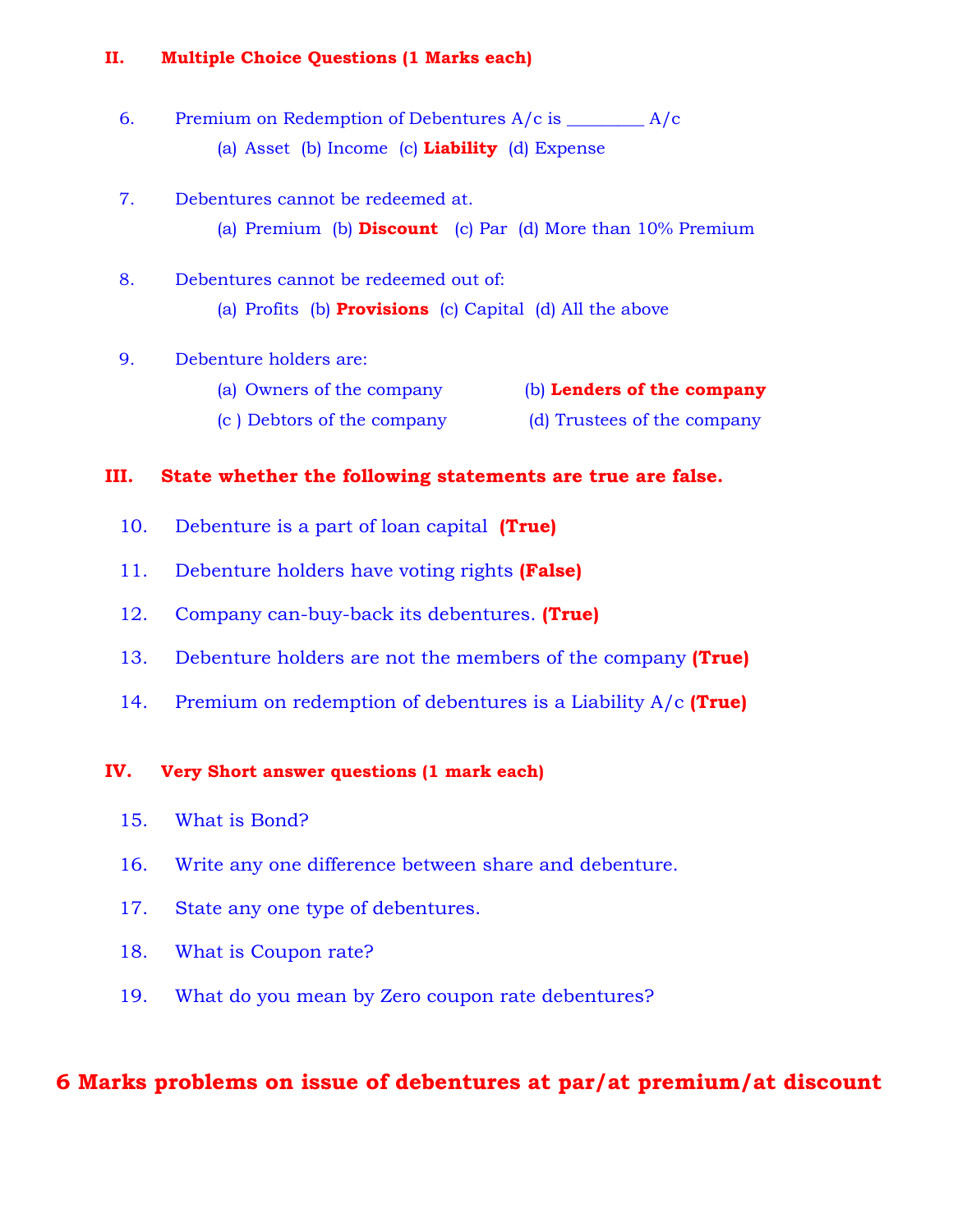## II. Multiple Choice Questions (1 Marks each)

6. Premium on Redemption of Debentures A/c is ________ A/c

   (a) Asset (b) Income (c) **Liability** (d) Expense

7. Debentures cannot be redeemed at.

   (a) Premium (b) **Discount** (c) Par (d) More than 10% Premium

8. Debentures cannot be redeemed out of:

   (a) Profits (b) **Provisions** (c) Capital (d) All the above

9. Debenture holders are:

   (a) Owners of the company (b) **Lenders of the company**

   (c ) Debtors of the company (d) Trustees of the company

## III. State whether the following statements are true are false.

10. Debenture is a part of loan capital **(True)**
11. Debenture holders have voting rights **(False)**
12. Company can-buy-back its debentures. **(True)**
13. Debenture holders are not the members of the company **(True)**
14. Premium on redemption of debentures is a Liability A/c **(True)**

## IV. Very Short answer questions (1 mark each)

15. What is Bond?
16. Write any one difference between share and debenture.
17. State any one type of debentures.
18. What is Coupon rate?
19. What do you mean by Zero coupon rate debentures?

# 6 Marks problems on issue of debentures at par/at premium/at discount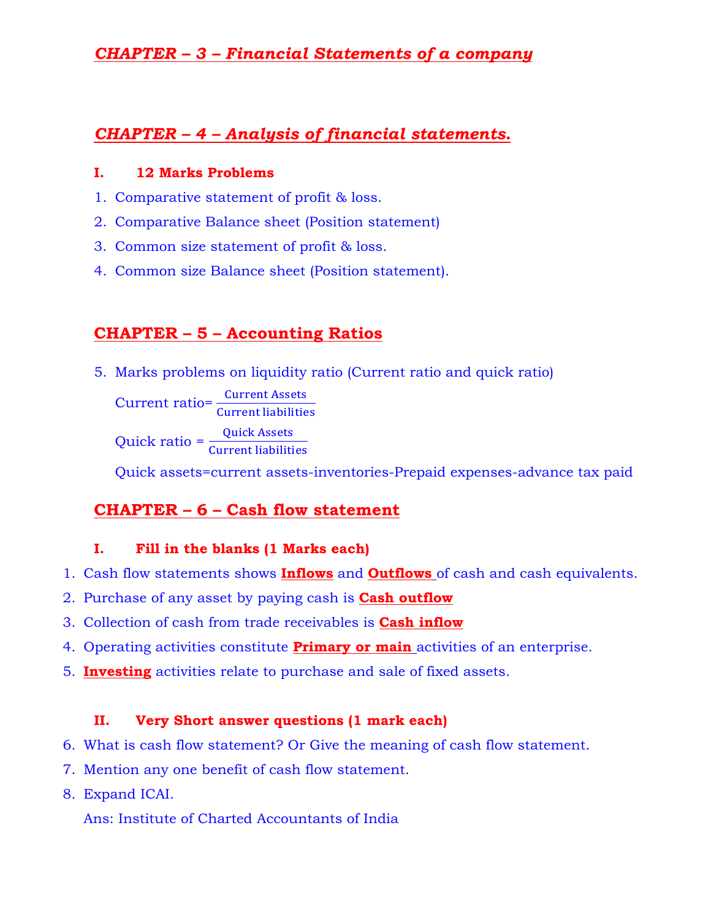## *CHAPTER – 3 – Financial Statements of a company*

## *CHAPTER – 4 – Analysis of financial statements.*

### I. 12 Marks Problems

1. Comparative statement of profit & loss.
2. Comparative Balance sheet (Position statement)
3. Common size statement of profit & loss.
4. Common size Balance sheet (Position statement).

## CHAPTER – 5 – Accounting Ratios

5. Marks problems on liquidity ratio (Current ratio and quick ratio)

   Current ratio= $\frac{\text{Current Assets}}{\text{Current liabilities}}$

   Quick ratio = $\frac{\text{Quick Assets}}{\text{Current liabilities}}$

   Quick assets=current assets-inventories-Prepaid expenses-advance tax paid

## CHAPTER – 6 – Cash flow statement

### I. Fill in the blanks (1 Marks each)

1. Cash flow statements shows **Inflows** and **Outflows** of cash and cash equivalents.
2. Purchase of any asset by paying cash is **Cash outflow**
3. Collection of cash from trade receivables is **Cash inflow**
4. Operating activities constitute **Primary or main** activities of an enterprise.
5. **Investing** activities relate to purchase and sale of fixed assets.

### II. Very Short answer questions (1 mark each)

6. What is cash flow statement? Or Give the meaning of cash flow statement.
7. Mention any one benefit of cash flow statement.
8. Expand ICAI.

   Ans: Institute of Charted Accountants of India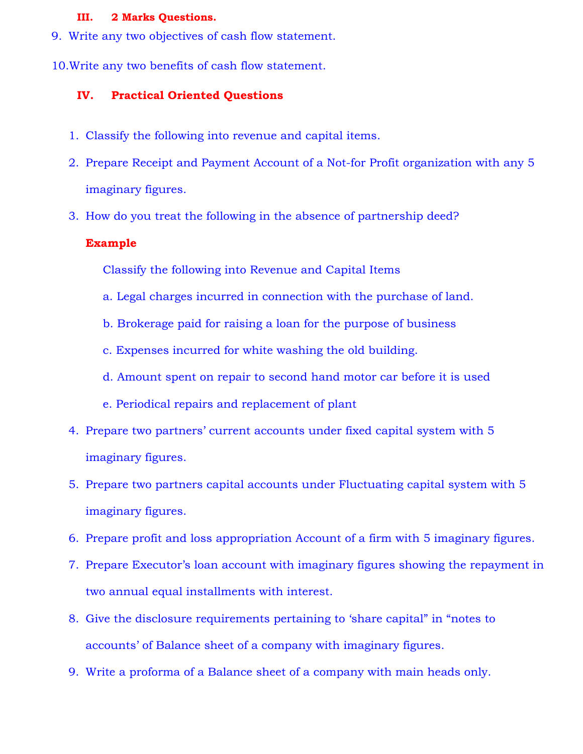### III. 2 Marks Questions.

9. Write any two objectives of cash flow statement.

10. Write any two benefits of cash flow statement.

### IV. Practical Oriented Questions

1. Classify the following into revenue and capital items.
2. Prepare Receipt and Payment Account of a Not-for Profit organization with any 5 imaginary figures.
3. How do you treat the following in the absence of partnership deed?

   **Example**

   Classify the following into Revenue and Capital Items

   a. Legal charges incurred in connection with the purchase of land.

   b. Brokerage paid for raising a loan for the purpose of business

   c. Expenses incurred for white washing the old building.

   d. Amount spent on repair to second hand motor car before it is used

   e. Periodical repairs and replacement of plant

4. Prepare two partners' current accounts under fixed capital system with 5 imaginary figures.
5. Prepare two partners capital accounts under Fluctuating capital system with 5 imaginary figures.
6. Prepare profit and loss appropriation Account of a firm with 5 imaginary figures.
7. Prepare Executor's loan account with imaginary figures showing the repayment in two annual equal installments with interest.
8. Give the disclosure requirements pertaining to 'share capital" in "notes to accounts' of Balance sheet of a company with imaginary figures.
9. Write a proforma of a Balance sheet of a company with main heads only.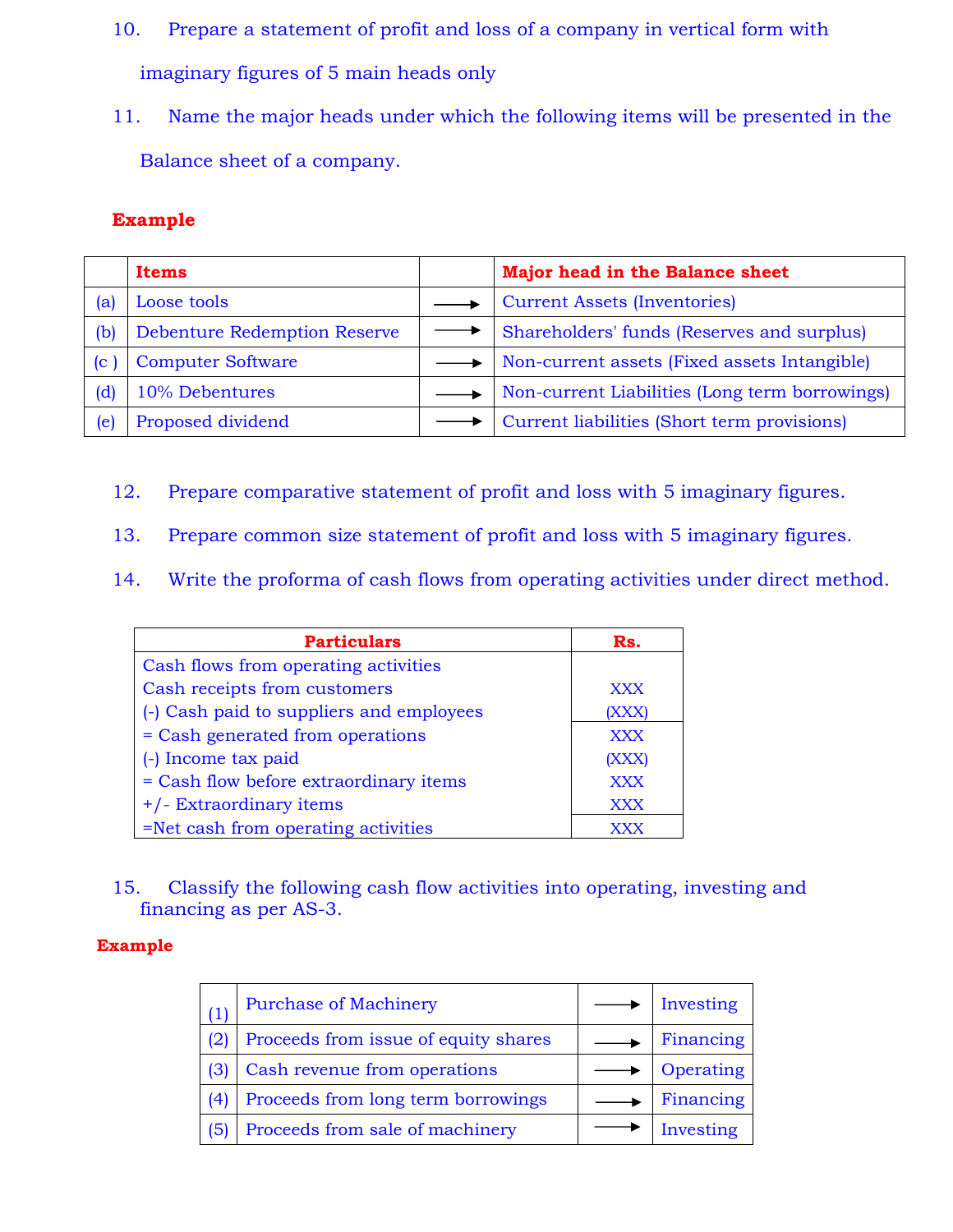10. Prepare a statement of profit and loss of a company in vertical form with imaginary figures of 5 main heads only

11. Name the major heads under which the following items will be presented in the Balance sheet of a company.

**Example**

| | Items | | Major head in the Balance sheet |
|---|---|---|---|
| (a) | Loose tools | → | Current Assets (Inventories) |
| (b) | Debenture Redemption Reserve | → | Shareholders' funds (Reserves and surplus) |
| (c ) | Computer Software | → | Non-current assets (Fixed assets Intangible) |
| (d) | 10% Debentures | → | Non-current Liabilities (Long term borrowings) |
| (e) | Proposed dividend | → | Current liabilities (Short term provisions) |

12. Prepare comparative statement of profit and loss with 5 imaginary figures.

13. Prepare common size statement of profit and loss with 5 imaginary figures.

14. Write the proforma of cash flows from operating activities under direct method.

| Particulars | Rs. |
|---|---|
| Cash flows from operating activities | |
| Cash receipts from customers | XXX |
| (-) Cash paid to suppliers and employees | (XXX) |
| = Cash generated from operations | XXX |
| (-) Income tax paid | (XXX) |
| = Cash flow before extraordinary items | XXX |
| +/- Extraordinary items | XXX |
| =Net cash from operating activities | XXX |

15. Classify the following cash flow activities into operating, investing and financing as per AS-3.

**Example**

| | | | |
|---|---|---|---|
| (1) | Purchase of Machinery | → | Investing |
| (2) | Proceeds from issue of equity shares | → | Financing |
| (3) | Cash revenue from operations | → | Operating |
| (4) | Proceeds from long term borrowings | → | Financing |
| (5) | Proceeds from sale of machinery | → | Investing |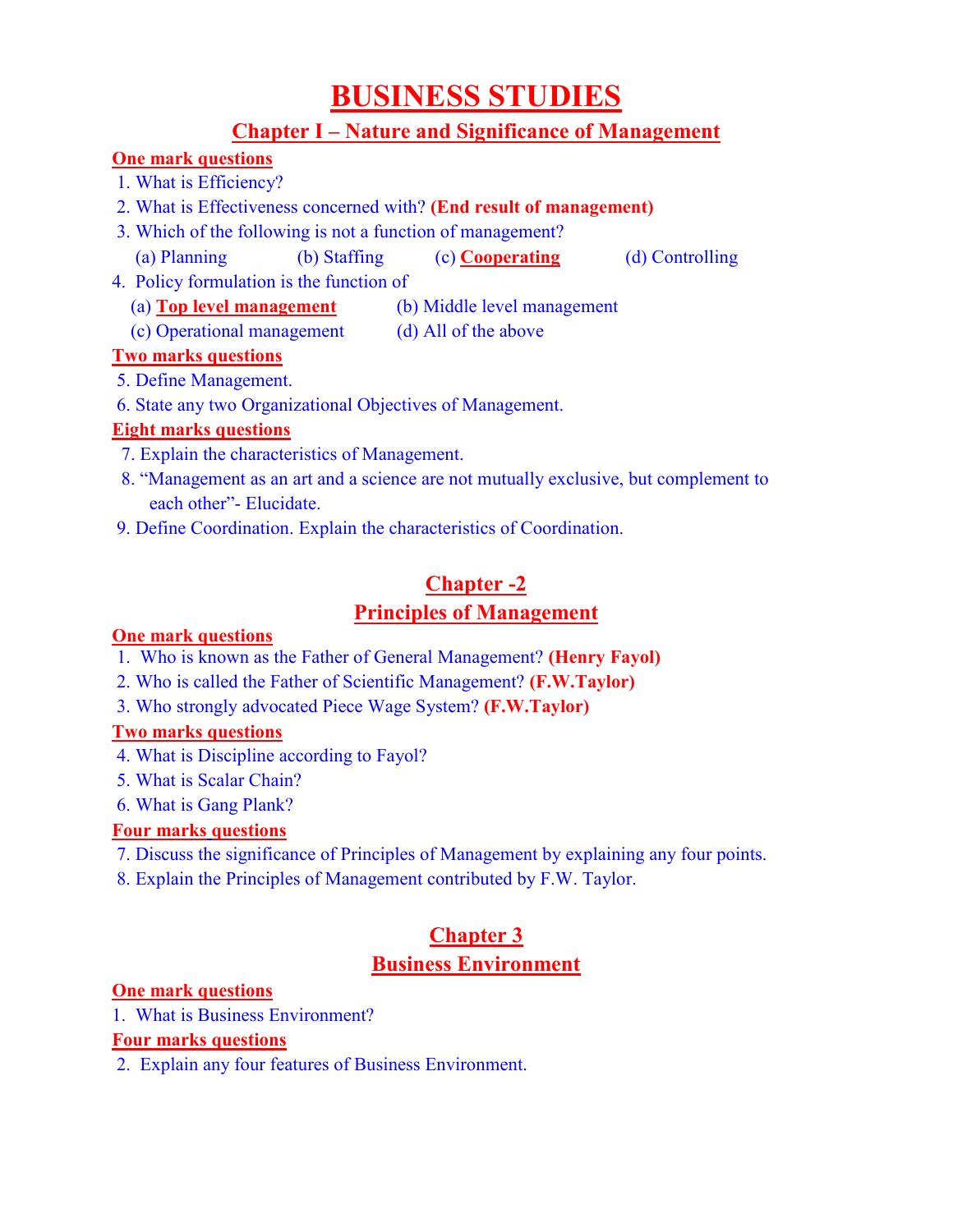# BUSINESS STUDIES

## Chapter I – Nature and Significance of Management

**One mark questions**

1. What is Efficiency?
2. What is Effectiveness concerned with? **(End result of management)**
3. Which of the following is not a function of management?
   (a) Planning (b) Staffing (c) **Cooperating** (d) Controlling
4. Policy formulation is the function of
   (a) **Top level management** (b) Middle level management
   (c) Operational management (d) All of the above

**Two marks questions**

5. Define Management.
6. State any two Organizational Objectives of Management.

**Eight marks questions**

7. Explain the characteristics of Management.
8. "Management as an art and a science are not mutually exclusive, but complement to each other"- Elucidate.
9. Define Coordination. Explain the characteristics of Coordination.

## Chapter -2
## Principles of Management

**One mark questions**

1. Who is known as the Father of General Management? **(Henry Fayol)**
2. Who is called the Father of Scientific Management? **(F.W.Taylor)**
3. Who strongly advocated Piece Wage System? **(F.W.Taylor)**

**Two marks questions**

4. What is Discipline according to Fayol?
5. What is Scalar Chain?
6. What is Gang Plank?

**Four marks questions**

7. Discuss the significance of Principles of Management by explaining any four points.
8. Explain the Principles of Management contributed by F.W. Taylor.

## Chapter 3
## Business Environment

**One mark questions**

1. What is Business Environment?

**Four marks questions**

2. Explain any four features of Business Environment.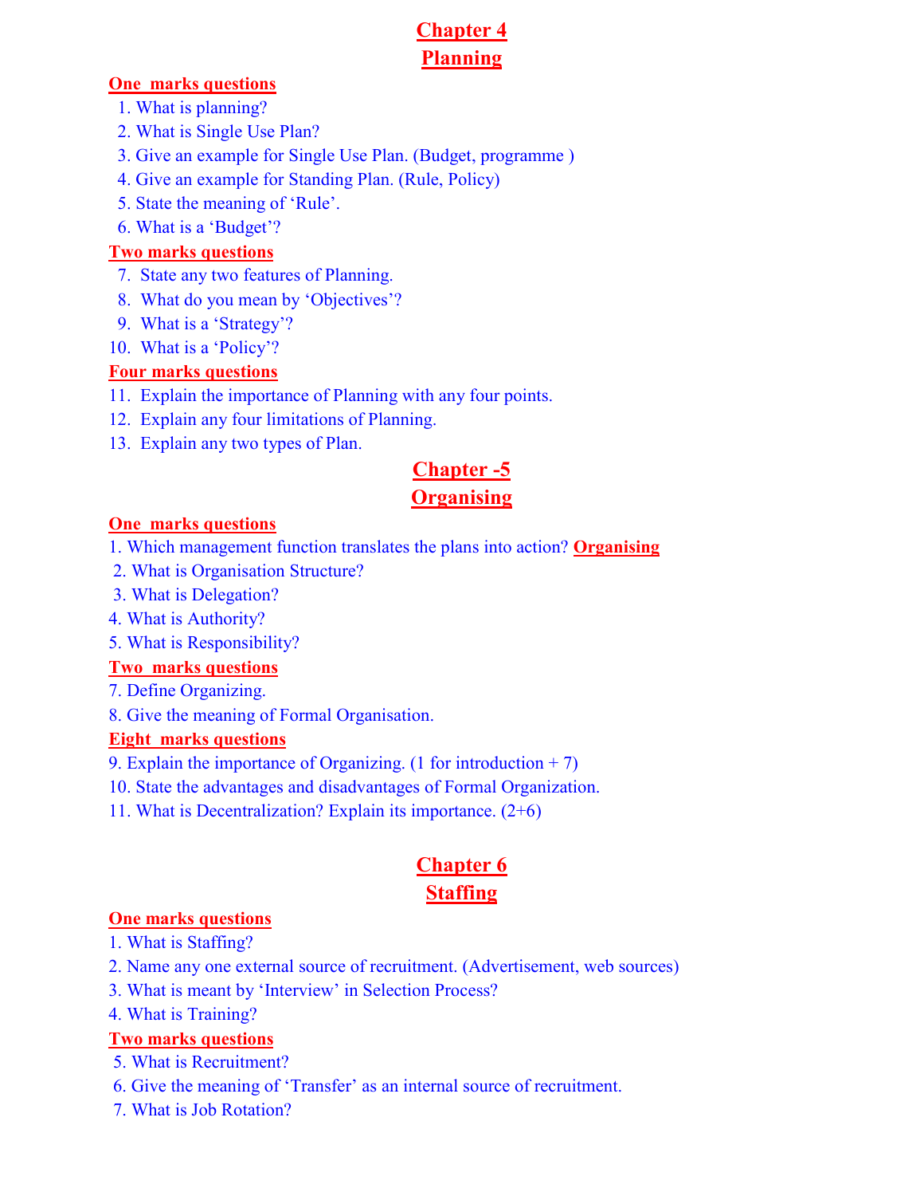# Chapter 4
# Planning

**One marks questions**

1. What is planning?
2. What is Single Use Plan?
3. Give an example for Single Use Plan. (Budget, programme )
4. Give an example for Standing Plan. (Rule, Policy)
5. State the meaning of 'Rule'.
6. What is a 'Budget'?

**Two marks questions**

7. State any two features of Planning.
8. What do you mean by 'Objectives'?
9. What is a 'Strategy'?
10. What is a 'Policy'?

**Four marks questions**

11. Explain the importance of Planning with any four points.
12. Explain any four limitations of Planning.
13. Explain any two types of Plan.

# Chapter -5
# Organising

**One marks questions**

1. Which management function translates the plans into action? **Organising**
2. What is Organisation Structure?
3. What is Delegation?
4. What is Authority?
5. What is Responsibility?

**Two marks questions**

7. Define Organizing.
8. Give the meaning of Formal Organisation.

**Eight marks questions**

9. Explain the importance of Organizing. (1 for introduction + 7)
10. State the advantages and disadvantages of Formal Organization.
11. What is Decentralization? Explain its importance. (2+6)

# Chapter 6
# Staffing

**One marks questions**

1. What is Staffing?
2. Name any one external source of recruitment. (Advertisement, web sources)
3. What is meant by 'Interview' in Selection Process?
4. What is Training?

**Two marks questions**

5. What is Recruitment?
6. Give the meaning of 'Transfer' as an internal source of recruitment.
7. What is Job Rotation?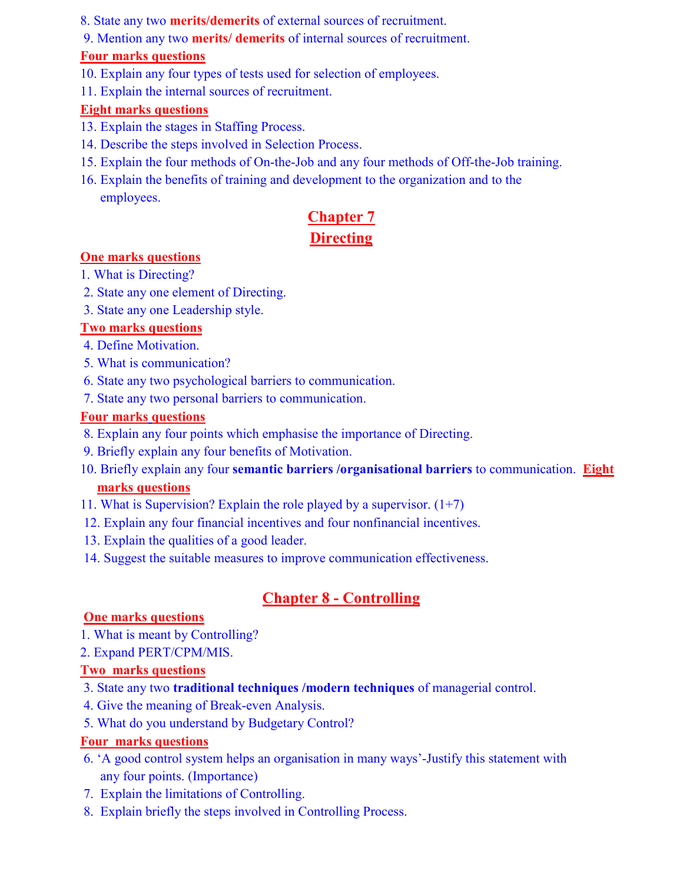8. State any two **merits/demerits** of external sources of recruitment.
9. Mention any two **merits/ demerits** of internal sources of recruitment.

**Four marks questions**

10. Explain any four types of tests used for selection of employees.
11. Explain the internal sources of recruitment.

**Eight marks questions**

13. Explain the stages in Staffing Process.
14. Describe the steps involved in Selection Process.
15. Explain the four methods of On-the-Job and any four methods of Off-the-Job training.
16. Explain the benefits of training and development to the organization and to the employees.

## Chapter 7
## Directing

**One marks questions**

1. What is Directing?
2. State any one element of Directing.
3. State any one Leadership style.

**Two marks questions**

4. Define Motivation.
5. What is communication?
6. State any two psychological barriers to communication.
7. State any two personal barriers to communication.

**Four marks questions**

8. Explain any four points which emphasise the importance of Directing.
9. Briefly explain any four benefits of Motivation.
10. Briefly explain any four **semantic barriers /organisational barriers** to communication.

**Eight marks questions**

11. What is Supervision? Explain the role played by a supervisor. (1+7)
12. Explain any four financial incentives and four nonfinancial incentives.
13. Explain the qualities of a good leader.
14. Suggest the suitable measures to improve communication effectiveness.

## Chapter 8 - Controlling

**One marks questions**

1. What is meant by Controlling?
2. Expand PERT/CPM/MIS.

**Two marks questions**

3. State any two **traditional techniques /modern techniques** of managerial control.
4. Give the meaning of Break-even Analysis.
5. What do you understand by Budgetary Control?

**Four marks questions**

6. 'A good control system helps an organisation in many ways'-Justify this statement with any four points. (Importance)
7. Explain the limitations of Controlling.
8. Explain briefly the steps involved in Controlling Process.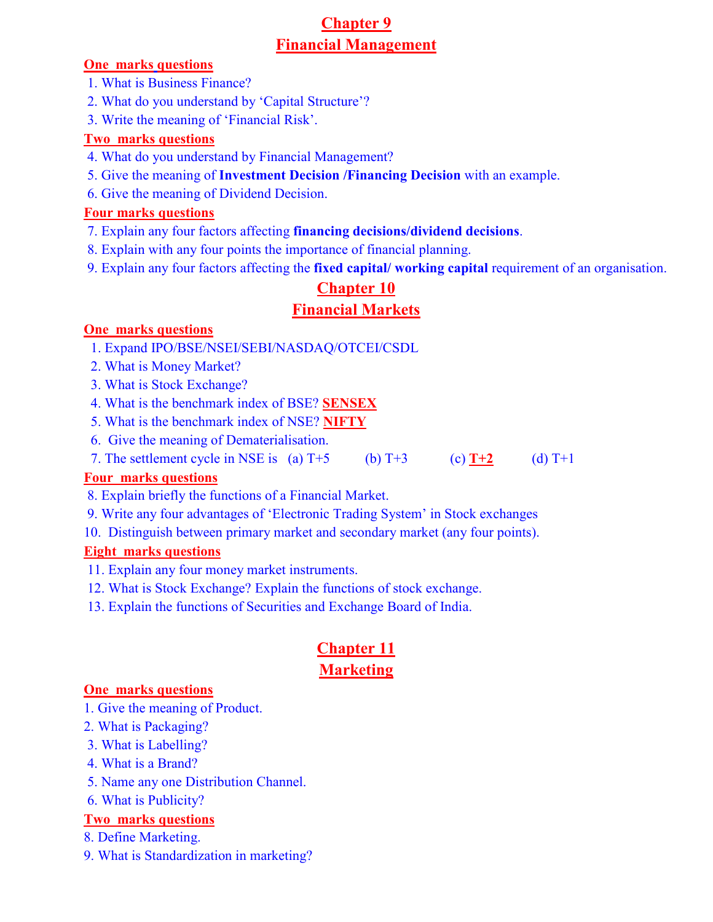# Chapter 9
## Financial Management

**One marks questions**

1. What is Business Finance?
2. What do you understand by 'Capital Structure'?
3. Write the meaning of 'Financial Risk'.

**Two marks questions**

4. What do you understand by Financial Management?
5. Give the meaning of **Investment Decision /Financing Decision** with an example.
6. Give the meaning of Dividend Decision.

**Four marks questions**

7. Explain any four factors affecting **financing decisions/dividend decisions**.
8. Explain with any four points the importance of financial planning.
9. Explain any four factors affecting the **fixed capital/ working capital** requirement of an organisation.

# Chapter 10
## Financial Markets

**One marks questions**

1. Expand IPO/BSE/NSEI/SEBI/NASDAQ/OTCEI/CSDL
2. What is Money Market?
3. What is Stock Exchange?
4. What is the benchmark index of BSE? **SENSEX**
5. What is the benchmark index of NSE? **NIFTY**
6. Give the meaning of Dematerialisation.
7. The settlement cycle in NSE is (a) T+5 (b) T+3 (c) **T+2** (d) T+1

**Four marks questions**

8. Explain briefly the functions of a Financial Market.
9. Write any four advantages of 'Electronic Trading System' in Stock exchanges
10. Distinguish between primary market and secondary market (any four points).

**Eight marks questions**

11. Explain any four money market instruments.
12. What is Stock Exchange? Explain the functions of stock exchange.
13. Explain the functions of Securities and Exchange Board of India.

# Chapter 11
## Marketing

**One marks questions**

1. Give the meaning of Product.
2. What is Packaging?
3. What is Labelling?
4. What is a Brand?
5. Name any one Distribution Channel.
6. What is Publicity?

**Two marks questions**

8. Define Marketing.
9. What is Standardization in marketing?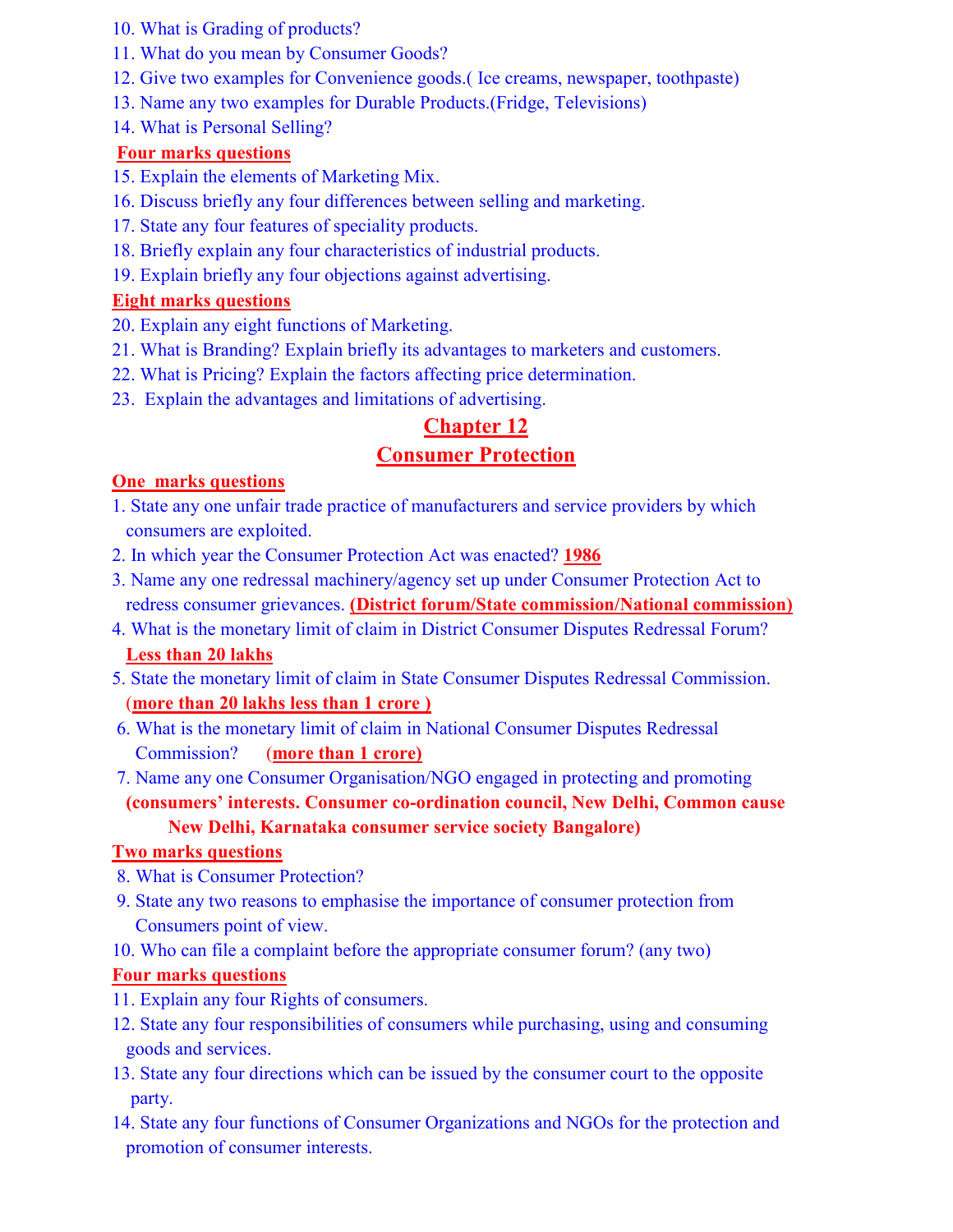10. What is Grading of products?
11. What do you mean by Consumer Goods?
12. Give two examples for Convenience goods.( Ice creams, newspaper, toothpaste)
13. Name any two examples for Durable Products.(Fridge, Televisions)
14. What is Personal Selling?

**Four marks questions**

15. Explain the elements of Marketing Mix.
16. Discuss briefly any four differences between selling and marketing.
17. State any four features of speciality products.
18. Briefly explain any four characteristics of industrial products.
19. Explain briefly any four objections against advertising.

**Eight marks questions**

20. Explain any eight functions of Marketing.
21. What is Branding? Explain briefly its advantages to marketers and customers.
22. What is Pricing? Explain the factors affecting price determination.
23. Explain the advantages and limitations of advertising.

## Chapter 12

## Consumer Protection

**One marks questions**

1. State any one unfair trade practice of manufacturers and service providers by which consumers are exploited.
2. In which year the Consumer Protection Act was enacted? **1986**
3. Name any one redressal machinery/agency set up under Consumer Protection Act to redress consumer grievances. **(District forum/State commission/National commission)**
4. What is the monetary limit of claim in District Consumer Disputes Redressal Forum? **Less than 20 lakhs**
5. State the monetary limit of claim in State Consumer Disputes Redressal Commission. (**more than 20 lakhs less than 1 crore** )
6. What is the monetary limit of claim in National Consumer Disputes Redressal Commission? (**more than 1 crore)**
7. Name any one Consumer Organisation/NGO engaged in protecting and promoting **(consumers' interests. Consumer co-ordination council, New Delhi, Common cause New Delhi, Karnataka consumer service society Bangalore)**

**Two marks questions**

8. What is Consumer Protection?
9. State any two reasons to emphasise the importance of consumer protection from Consumers point of view.
10. Who can file a complaint before the appropriate consumer forum? (any two)

**Four marks questions**

11. Explain any four Rights of consumers.
12. State any four responsibilities of consumers while purchasing, using and consuming goods and services.
13. State any four directions which can be issued by the consumer court to the opposite party.
14. State any four functions of Consumer Organizations and NGOs for the protection and promotion of consumer interests.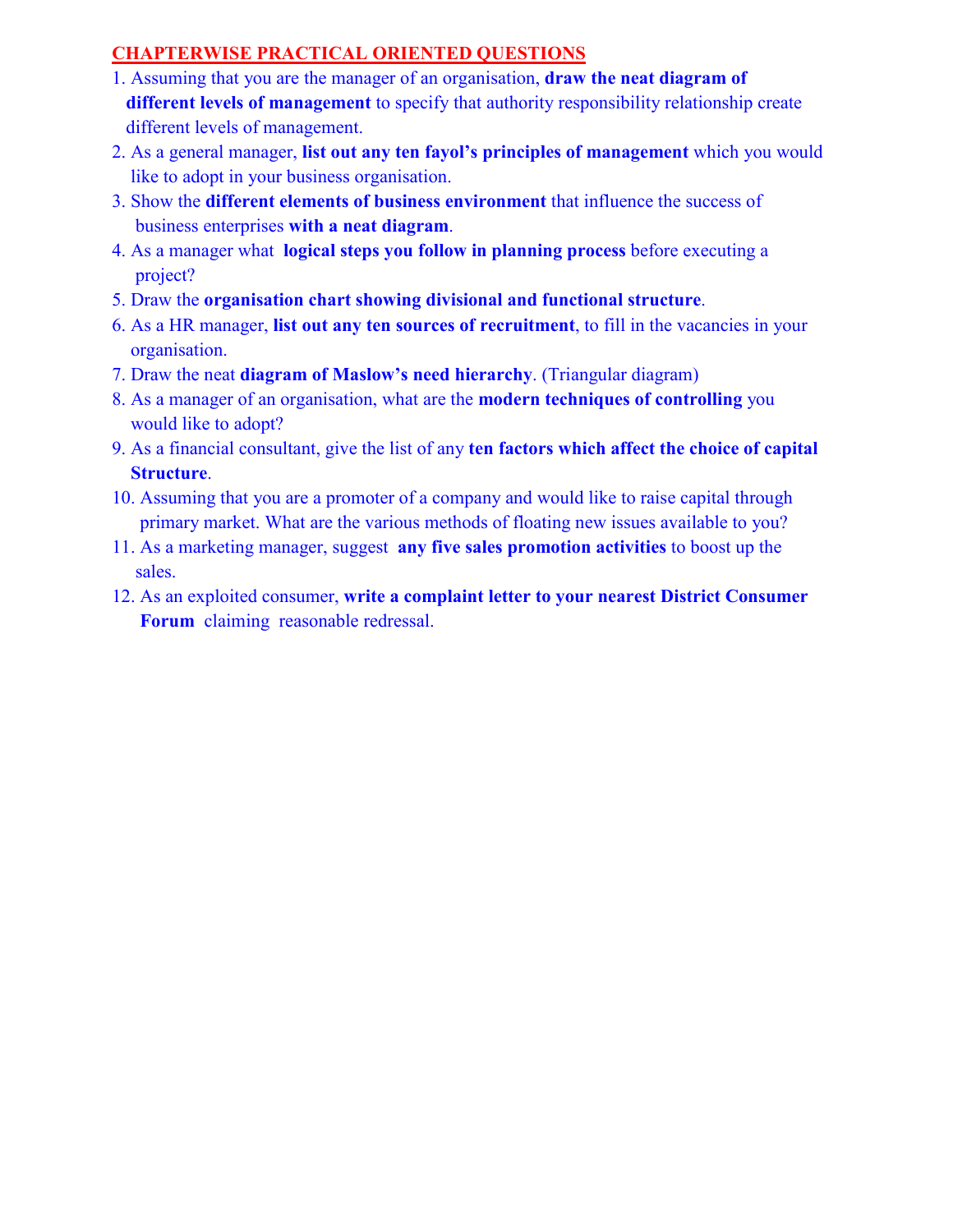## CHAPTERWISE PRACTICAL ORIENTED QUESTIONS

1. Assuming that you are the manager of an organisation, **draw the neat diagram of different levels of management** to specify that authority responsibility relationship create different levels of management.
2. As a general manager, **list out any ten fayol's principles of management** which you would like to adopt in your business organisation.
3. Show the **different elements of business environment** that influence the success of business enterprises **with a neat diagram**.
4. As a manager what **logical steps you follow in planning process** before executing a project?
5. Draw the **organisation chart showing divisional and functional structure**.
6. As a HR manager, **list out any ten sources of recruitment**, to fill in the vacancies in your organisation.
7. Draw the neat **diagram of Maslow's need hierarchy**. (Triangular diagram)
8. As a manager of an organisation, what are the **modern techniques of controlling** you would like to adopt?
9. As a financial consultant, give the list of any **ten factors which affect the choice of capital Structure**.
10. Assuming that you are a promoter of a company and would like to raise capital through primary market. What are the various methods of floating new issues available to you?
11. As a marketing manager, suggest **any five sales promotion activities** to boost up the sales.
12. As an exploited consumer, **write a complaint letter to your nearest District Consumer Forum** claiming reasonable redressal.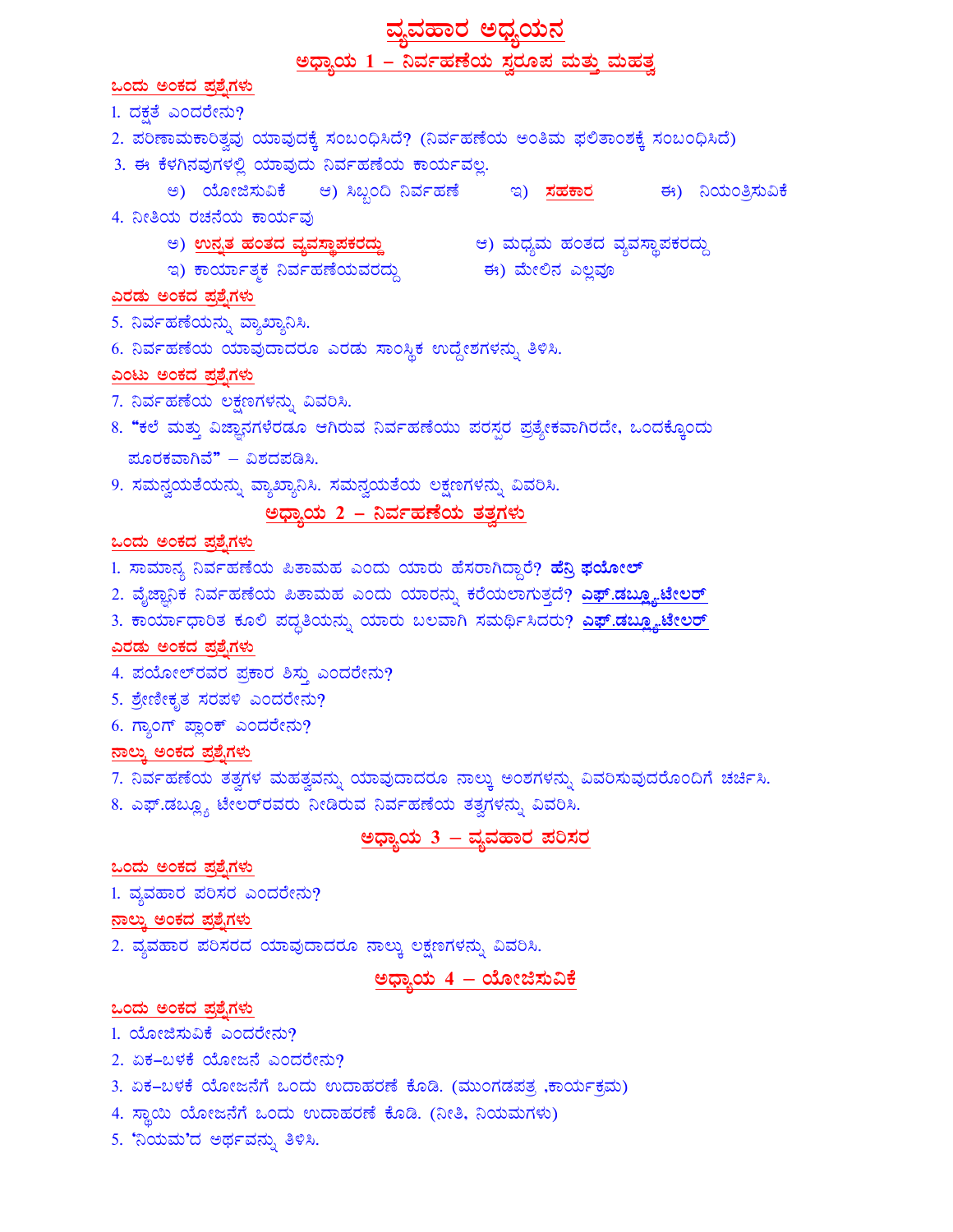# ವ್ಯವಹಾರ ಅಧ್ಯಯನ

## ಅಧ್ಯಾಯ 1 – ನಿರ್ವಹಣೆಯ ಸ್ವರೂಪ ಮತ್ತು ಮಹತ್ವ

### ಒಂದು ಅಂಕದ ಪ್ರಶ್ನೆಗಳು

1. ದಕ್ಷತೆ ಎಂದರೇನು?
2. ಪರಿಣಾಮಕಾರಿತ್ವವು ಯಾವುದಕ್ಕೆ ಸಂಬಂಧಿಸಿದೆ? (ನಿರ್ವಹಣೆಯ ಅಂತಿಮ ಫಲಿತಾಂಶಕ್ಕೆ ಸಂಬಂಧಿಸಿದೆ)
3. ಈ ಕೆಳಗಿನವುಗಳಲ್ಲಿ ಯಾವುದು ನಿರ್ವಹಣೆಯ ಕಾರ್ಯವಲ್ಲ.
   ಅ) ಯೋಜಿಸುವಿಕೆ ಆ) ಸಿಬ್ಬಂದಿ ನಿರ್ವಹಣೆ ಇ) **ಸಹಕಾರ** ಈ) ನಿಯಂತ್ರಿಸುವಿಕೆ
4. ನೀತಿಯ ರಚನೆಯ ಕಾರ್ಯವು
   ಅ) **ಉನ್ನತ ಹಂತದ ವ್ಯವಸ್ಥಾಪಕರದ್ದು** ಆ) ಮಧ್ಯಮ ಹಂತದ ವ್ಯವಸ್ಥಾಪಕರದ್ದು
   ಇ) ಕಾರ್ಯಾತ್ಮಕ ನಿರ್ವಹಣೆಯವರದ್ದು ಈ) ಮೇಲಿನ ಎಲ್ಲವೂ

### ಎರಡು ಅಂಕದ ಪ್ರಶ್ನೆಗಳು

5. ನಿರ್ವಹಣೆಯನ್ನು ವ್ಯಾಖ್ಯಾನಿಸಿ.
6. ನಿರ್ವಹಣೆಯ ಯಾವುದಾದರೂ ಎರಡು ಸಾಂಸ್ಥಿಕ ಉದ್ದೇಶಗಳನ್ನು ತಿಳಿಸಿ.

### ಎಂಟು ಅಂಕದ ಪ್ರಶ್ನೆಗಳು

7. ನಿರ್ವಹಣೆಯ ಲಕ್ಷಣಗಳನ್ನು ವಿವರಿಸಿ.
8. **"**ಕಲೆ ಮತ್ತು ವಿಜ್ಞಾನಗಳೆರಡೂ ಆಗಿರುವ ನಿರ್ವಹಣೆಯು ಪರಸ್ಪರ ಪ್ರತ್ಯೇಕವಾಗಿರದೇ, ಒಂದಕ್ಕೊಂದು ಪೂರಕವಾಗಿವೆ**"** – ವಿಶದಪಡಿಸಿ.
9. ಸಮನ್ವಯತೆಯನ್ನು ವ್ಯಾಖ್ಯಾನಿಸಿ. ಸಮನ್ವಯತೆಯ ಲಕ್ಷಣಗಳನ್ನು ವಿವರಿಸಿ.

## ಅಧ್ಯಾಯ 2 – ನಿರ್ವಹಣೆಯ ತತ್ವಗಳು

### ಒಂದು ಅಂಕದ ಪ್ರಶ್ನೆಗಳು

1. ಸಾಮಾನ್ಯ ನಿರ್ವಹಣೆಯ ಪಿತಾಮಹ ಎಂದು ಯಾರು ಹೆಸರಾಗಿದ್ದಾರೆ? **ಹೆನ್ರಿ ಫಯೋಲ್**
2. ವೈಜ್ಞಾನಿಕ ನಿರ್ವಹಣೆಯ ಪಿತಾಮಹ ಎಂದು ಯಾರನ್ನು ಕರೆಯಲಾಗುತ್ತದೆ? **ಎಫ್.ಡಬ್ಲ್ಯೂ.ಟೇಲರ್**
3. ಕಾರ್ಯಾಧಾರಿತ ಕೂಲಿ ಪದ್ಧತಿಯನ್ನು ಯಾರು ಬಲವಾಗಿ ಸಮರ್ಥಿಸಿದರು? **ಎಫ್.ಡಬ್ಲ್ಯೂ.ಟೇಲರ್**

### ಎರಡು ಅಂಕದ ಪ್ರಶ್ನೆಗಳು

4. ಪಯೋಲ್‌ರವರ ಪ್ರಕಾರ ಶಿಸ್ತು ಎಂದರೇನು?
5. ಶ್ರೇಣೀಕೃತ ಸರಪಳಿ ಎಂದರೇನು?
6. ಗ್ಯಾಂಗ್ ಪ್ಲಾಂಕ್ ಎಂದರೇನು?

### ನಾಲ್ಕು ಅಂಕದ ಪ್ರಶ್ನೆಗಳು

7. ನಿರ್ವಹಣೆಯ ತತ್ವಗಳ ಮಹತ್ವವನ್ನು ಯಾವುದಾದರೂ ನಾಲ್ಕು ಅಂಶಗಳನ್ನು ವಿವರಿಸುವುದರೊಂದಿಗೆ ಚರ್ಚಿಸಿ.
8. ಎಫ್.ಡಬ್ಲ್ಯೂ ಟೇಲರ್‌ರವರು ನೀಡಿರುವ ನಿರ್ವಹಣೆಯ ತತ್ವಗಳನ್ನು ವಿವರಿಸಿ.

## ಅಧ್ಯಾಯ 3 – ವ್ಯವಹಾರ ಪರಿಸರ

### ಒಂದು ಅಂಕದ ಪ್ರಶ್ನೆಗಳು

1. ವ್ಯವಹಾರ ಪರಿಸರ ಎಂದರೇನು?

### ನಾಲ್ಕು ಅಂಕದ ಪ್ರಶ್ನೆಗಳು

2. ವ್ಯವಹಾರ ಪರಿಸರದ ಯಾವುದಾದರೂ ನಾಲ್ಕು ಲಕ್ಷಣಗಳನ್ನು ವಿವರಿಸಿ.

## ಅಧ್ಯಾಯ 4 – ಯೋಜಿಸುವಿಕೆ

### ಒಂದು ಅಂಕದ ಪ್ರಶ್ನೆಗಳು

1. ಯೋಜಿಸುವಿಕೆ ಎಂದರೇನು?
2. ಏಕ–ಬಳಕೆ ಯೋಜನೆ ಎಂದರೇನು?
3. ಏಕ–ಬಳಕೆ ಯೋಜನೆಗೆ ಒಂದು ಉದಾಹರಣೆ ಕೊಡಿ. (ಮುಂಗಡಪತ್ರ ,ಕಾರ್ಯಕ್ರಮ)
4. ಸ್ಥಾಯಿ ಯೋಜನೆಗೆ ಒಂದು ಉದಾಹರಣೆ ಕೊಡಿ. (ನೀತಿ, ನಿಯಮಗಳು)
5. 'ನಿಯಮ'ದ ಅರ್ಥವನ್ನು ತಿಳಿಸಿ.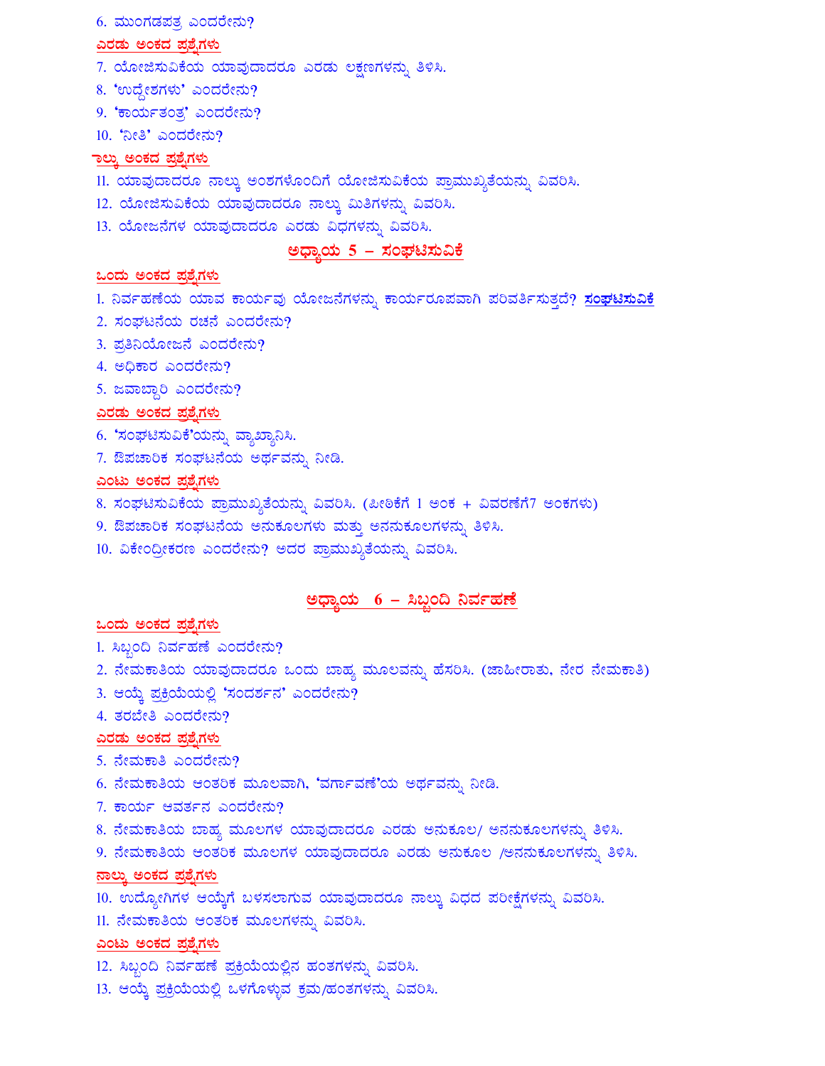6. ಮುಂಗಡಪತ್ರ ಎಂದರೇನು?

**ಎರಡು ಅಂಕದ ಪ್ರಶ್ನೆಗಳು**

7. ಯೋಜಿಸುವಿಕೆಯ ಯಾವುದಾದರೂ ಎರಡು ಲಕ್ಷಣಗಳನ್ನು ತಿಳಿಸಿ.
8. 'ಉದ್ದೇಶಗಳು' ಎಂದರೇನು?
9. 'ಕಾರ್ಯತಂತ್ರ' ಎಂದರೇನು?
10. 'ನೀತಿ' ಎಂದರೇನು?

**ನಾಲ್ಕು ಅಂಕದ ಪ್ರಶ್ನೆಗಳು**

11. ಯಾವುದಾದರೂ ನಾಲ್ಕು ಅಂಶಗಳೊಂದಿಗೆ ಯೋಜಿಸುವಿಕೆಯ ಪ್ರಾಮುಖ್ಯತೆಯನ್ನು ವಿವರಿಸಿ.
12. ಯೋಜಿಸುವಿಕೆಯ ಯಾವುದಾದರೂ ನಾಲ್ಕು ಮಿತಿಗಳನ್ನು ವಿವರಿಸಿ.
13. ಯೋಜನೆಗಳ ಯಾವುದಾದರೂ ಎರಡು ವಿಧಗಳನ್ನು ವಿವರಿಸಿ.

## ಅಧ್ಯಾಯ 5 – ಸಂಘಟಿಸುವಿಕೆ

**ಒಂದು ಅಂಕದ ಪ್ರಶ್ನೆಗಳು**

1. ನಿರ್ವಹಣೆಯ ಯಾವ ಕಾರ್ಯವು ಯೋಜನೆಗಳನ್ನು ಕಾರ್ಯರೂಪವಾಗಿ ಪರಿವರ್ತಿಸುತ್ತದೆ? **ಸಂಘಟಿಸುವಿಕೆ**
2. ಸಂಘಟನೆಯ ರಚನೆ ಎಂದರೇನು?
3. ಪ್ರತಿನಿಯೋಜನೆ ಎಂದರೇನು?
4. ಅಧಿಕಾರ ಎಂದರೇನು?
5. ಜವಾಬ್ದಾರಿ ಎಂದರೇನು?

**ಎರಡು ಅಂಕದ ಪ್ರಶ್ನೆಗಳು**

6. 'ಸಂಘಟಿಸುವಿಕೆ'ಯನ್ನು ವ್ಯಾಖ್ಯಾನಿಸಿ.
7. ಔಪಚಾರಿಕ ಸಂಘಟನೆಯ ಅರ್ಥವನ್ನು ನೀಡಿ.

**ಎಂಟು ಅಂಕದ ಪ್ರಶ್ನೆಗಳು**

8. ಸಂಘಟಿಸುವಿಕೆಯ ಪ್ರಾಮುಖ್ಯತೆಯನ್ನು ವಿವರಿಸಿ. (ಪೀಠಿಕೆಗೆ 1 ಅಂಕ + ವಿವರಣೆಗೆ7 ಅಂಕಗಳು)
9. ಔಪಚಾರಿಕ ಸಂಘಟನೆಯ ಅನುಕೂಲಗಳು ಮತ್ತು ಅನನುಕೂಲಗಳನ್ನು ತಿಳಿಸಿ.
10. ವಿಕೇಂದ್ರೀಕರಣ ಎಂದರೇನು? ಅದರ ಪ್ರಾಮುಖ್ಯತೆಯನ್ನು ವಿವರಿಸಿ.

## ಅಧ್ಯಾಯ 6 – ಸಿಬ್ಬಂದಿ ನಿರ್ವಹಣೆ

**ಒಂದು ಅಂಕದ ಪ್ರಶ್ನೆಗಳು**

1. ಸಿಬ್ಬಂದಿ ನಿರ್ವಹಣೆ ಎಂದರೇನು?
2. ನೇಮಕಾತಿಯ ಯಾವುದಾದರೂ ಒಂದು ಬಾಹ್ಯ ಮೂಲವನ್ನು ಹೆಸರಿಸಿ. (ಜಾಹೀರಾತು, ನೇರ ನೇಮಕಾತಿ)
3. ಆಯ್ಕೆ ಪ್ರಕ್ರಿಯೆಯಲ್ಲಿ 'ಸಂದರ್ಶನ' ಎಂದರೇನು?
4. ತರಬೇತಿ ಎಂದರೇನು?

**ಎರಡು ಅಂಕದ ಪ್ರಶ್ನೆಗಳು**

5. ನೇಮಕಾತಿ ಎಂದರೇನು?
6. ನೇಮಕಾತಿಯ ಆಂತರಿಕ ಮೂಲವಾಗಿ, 'ವರ್ಗಾವಣೆ'ಯ ಅರ್ಥವನ್ನು ನೀಡಿ.
7. ಕಾರ್ಯ ಆವರ್ತನ ಎಂದರೇನು?
8. ನೇಮಕಾತಿಯ ಬಾಹ್ಯ ಮೂಲಗಳ ಯಾವುದಾದರೂ ಎರಡು ಅನುಕೂಲ/ ಅನನುಕೂಲಗಳನ್ನು ತಿಳಿಸಿ.
9. ನೇಮಕಾತಿಯ ಆಂತರಿಕ ಮೂಲಗಳ ಯಾವುದಾದರೂ ಎರಡು ಅನುಕೂಲ /ಅನನುಕೂಲಗಳನ್ನು ತಿಳಿಸಿ.

**ನಾಲ್ಕು ಅಂಕದ ಪ್ರಶ್ನೆಗಳು**

10. ಉದ್ಯೋಗಿಗಳ ಆಯ್ಕೆಗೆ ಬಳಸಲಾಗುವ ಯಾವುದಾದರೂ ನಾಲ್ಕು ವಿಧದ ಪರೀಕ್ಷೆಗಳನ್ನು ವಿವರಿಸಿ.
11. ನೇಮಕಾತಿಯ ಆಂತರಿಕ ಮೂಲಗಳನ್ನು ವಿವರಿಸಿ.

**ಎಂಟು ಅಂಕದ ಪ್ರಶ್ನೆಗಳು**

12. ಸಿಬ್ಬಂದಿ ನಿರ್ವಹಣೆ ಪ್ರಕ್ರಿಯೆಯಲ್ಲಿನ ಹಂತಗಳನ್ನು ವಿವರಿಸಿ.
13. ಆಯ್ಕೆ ಪ್ರಕ್ರಿಯೆಯಲ್ಲಿ ಒಳಗೊಳ್ಳುವ ಕ್ರಮ/ಹಂತಗಳನ್ನು ವಿವರಿಸಿ.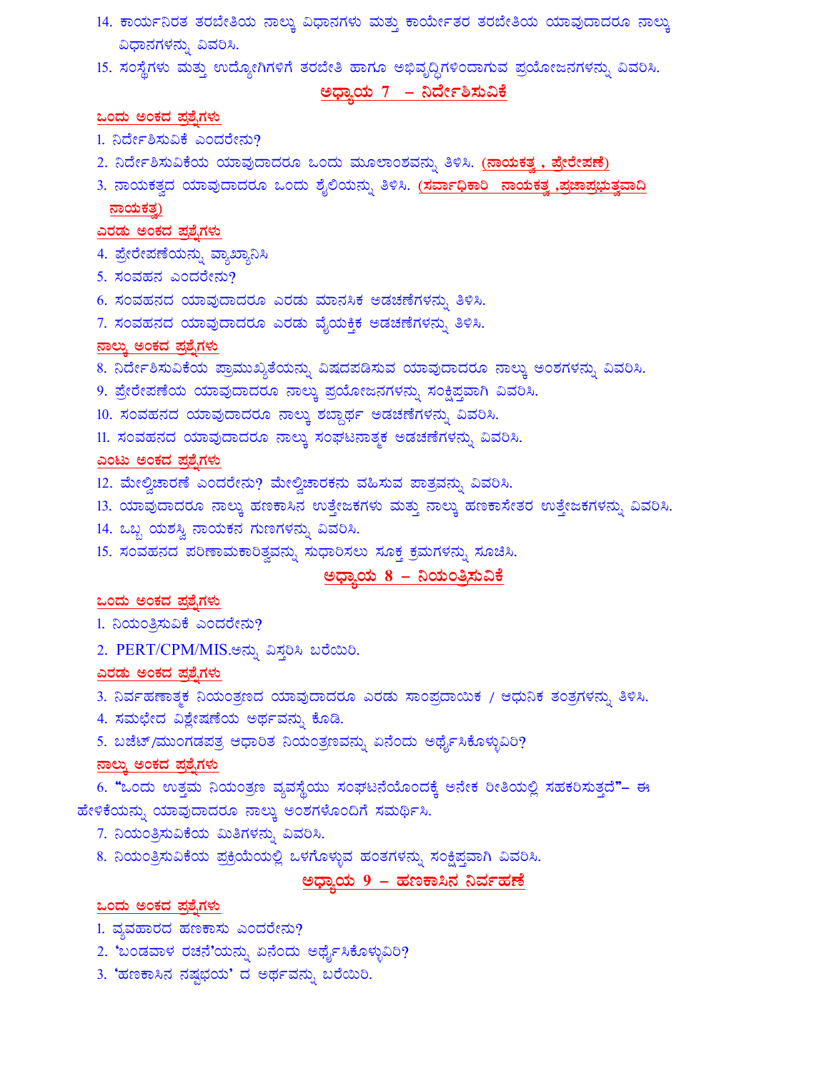14. ಕಾರ್ಯನಿರತ ತರಬೇತಿಯ ನಾಲ್ಕು ವಿಧಾನಗಳು ಮತ್ತು ಕಾರ್ಯೇತರ ತರಬೇತಿಯ ಯಾವುದಾದರೂ ನಾಲ್ಕು ವಿಧಾನಗಳನ್ನು ವಿವರಿಸಿ.
15. ಸಂಸ್ಥೆಗಳು ಮತ್ತು ಉದ್ಯೋಗಿಗಳಿಗೆ ತರಬೇತಿ ಹಾಗೂ ಅಭಿವೃದ್ಧಿಗಳಿಂದಾಗುವ ಪ್ರಯೋಜನಗಳನ್ನು ವಿವರಿಸಿ.

## ಅಧ್ಯಾಯ 7 – ನಿರ್ದೇಶಿಸುವಿಕೆ

### ಒಂದು ಅಂಕದ ಪ್ರಶ್ನೆಗಳು

1. ನಿರ್ದೇಶಿಸುವಿಕೆ ಎಂದರೇನು?
2. ನಿರ್ದೇಶಿಸುವಿಕೆಯ ಯಾವುದಾದರೂ ಒಂದು ಮೂಲಾಂಶವನ್ನು ತಿಳಿಸಿ. **(ನಾಯಕತ್ವ , ಪ್ರೇರೇಪಣೆ)**
3. ನಾಯಕತ್ವದ ಯಾವುದಾದರೂ ಒಂದು ಶೈಲಿಯನ್ನು ತಿಳಿಸಿ. **(ಸರ್ವಾಧಿಕಾರಿ ನಾಯಕತ್ವ ,ಪ್ರಜಾಪ್ರಭುತ್ವವಾದಿ ನಾಯಕತ್ವ)**

### ಎರಡು ಅಂಕದ ಪ್ರಶ್ನೆಗಳು

4. ಪ್ರೇರೇಪಣೆಯನ್ನು ವ್ಯಾಖ್ಯಾನಿಸಿ
5. ಸಂವಹನ ಎಂದರೇನು?
6. ಸಂವಹನದ ಯಾವುದಾದರೂ ಎರಡು ಮಾನಸಿಕ ಅಡಚಣೆಗಳನ್ನು ತಿಳಿಸಿ.
7. ಸಂವಹನದ ಯಾವುದಾದರೂ ಎರಡು ವೈಯಕ್ತಿಕ ಅಡಚಣೆಗಳನ್ನು ತಿಳಿಸಿ.

### ನಾಲ್ಕು ಅಂಕದ ಪ್ರಶ್ನೆಗಳು

8. ನಿರ್ದೇಶಿಸುವಿಕೆಯ ಪ್ರಾಮುಖ್ಯತೆಯನ್ನು ವಿಷದಪಡಿಸುವ ಯಾವುದಾದರೂ ನಾಲ್ಕು ಅಂಶಗಳನ್ನು ವಿವರಿಸಿ.
9. ಪ್ರೇರೇಪಣೆಯ ಯಾವುದಾದರೂ ನಾಲ್ಕು ಪ್ರಯೋಜನಗಳನ್ನು ಸಂಕ್ಷಿಪ್ತವಾಗಿ ವಿವರಿಸಿ.
10. ಸಂವಹನದ ಯಾವುದಾದರೂ ನಾಲ್ಕು ಶಬ್ದಾರ್ಥ ಅಡಚಣೆಗಳನ್ನು ವಿವರಿಸಿ.
11. ಸಂವಹನದ ಯಾವುದಾದರೂ ನಾಲ್ಕು ಸಂಘಟನಾತ್ಮಕ ಅಡಚಣೆಗಳನ್ನು ವಿವರಿಸಿ.

### ಎಂಟು ಅಂಕದ ಪ್ರಶ್ನೆಗಳು

12. ಮೇಲ್ವಿಚಾರಣೆ ಎಂದರೇನು? ಮೇಲ್ವಿಚಾರಕನು ವಹಿಸುವ ಪಾತ್ರವನ್ನು ವಿವರಿಸಿ.
13. ಯಾವುದಾದರೂ ನಾಲ್ಕು ಹಣಕಾಸಿನ ಉತ್ತೇಜಕಗಳು ಮತ್ತು ನಾಲ್ಕು ಹಣಕಾಸೇತರ ಉತ್ತೇಜಕಗಳನ್ನು ವಿವರಿಸಿ.
14. ಒಬ್ಬ ಯಶಸ್ವಿ ನಾಯಕನ ಗುಣಗಳನ್ನು ವಿವರಿಸಿ.
15. ಸಂವಹನದ ಪರಿಣಾಮಕಾರಿತ್ವವನ್ನು ಸುಧಾರಿಸಲು ಸೂಕ್ತ ಕ್ರಮಗಳನ್ನು ಸೂಚಿಸಿ.

## ಅಧ್ಯಾಯ 8 – ನಿಯಂತ್ರಿಸುವಿಕೆ

### ಒಂದು ಅಂಕದ ಪ್ರಶ್ನೆಗಳು

1. ನಿಯಂತ್ರಿಸುವಿಕೆ ಎಂದರೇನು?
2. PERT/CPM/MIS.ಅನ್ನು ವಿಸ್ತರಿಸಿ ಬರೆಯಿರಿ.

### ಎರಡು ಅಂಕದ ಪ್ರಶ್ನೆಗಳು

3. ನಿರ್ವಹಣಾತ್ಮಕ ನಿಯಂತ್ರಣದ ಯಾವುದಾದರೂ ಎರಡು ಸಾಂಪ್ರದಾಯಿಕ / ಆಧುನಿಕ ತಂತ್ರಗಳನ್ನು ತಿಳಿಸಿ.
4. ಸಮಭೇದ ವಿಶ್ಲೇಷಣೆಯ ಅರ್ಥವನ್ನು ಕೊಡಿ.
5. ಬಜೆಟ್/ಮುಂಗಡಪತ್ರ ಆಧಾರಿತ ನಿಯಂತ್ರಣವನ್ನು ಏನೆಂದು ಅರ್ಥೈಸಿಕೊಳ್ಳುವಿರಿ?

### ನಾಲ್ಕು ಅಂಕದ ಪ್ರಶ್ನೆಗಳು

6. "ಒಂದು ಉತ್ತಮ ನಿಯಂತ್ರಣ ವ್ಯವಸ್ಥೆಯು ಸಂಘಟನೆಯೊಂದಕ್ಕೆ ಅನೇಕ ರೀತಿಯಲ್ಲಿ ಸಹಕರಿಸುತ್ತದೆ"– ಈ ಹೇಳಿಕೆಯನ್ನು ಯಾವುದಾದರೂ ನಾಲ್ಕು ಅಂಶಗಳೊಂದಿಗೆ ಸಮರ್ಥಿಸಿ.
7. ನಿಯಂತ್ರಿಸುವಿಕೆಯ ಮಿತಿಗಳನ್ನು ವಿವರಿಸಿ.
8. ನಿಯಂತ್ರಿಸುವಿಕೆಯ ಪ್ರಕ್ರಿಯೆಯಲ್ಲಿ ಒಳಗೊಳ್ಳುವ ಹಂತಗಳನ್ನು ಸಂಕ್ಷಿಪ್ತವಾಗಿ ವಿವರಿಸಿ.

## ಅಧ್ಯಾಯ 9 – ಹಣಕಾಸಿನ ನಿರ್ವಹಣೆ

### ಒಂದು ಅಂಕದ ಪ್ರಶ್ನೆಗಳು

1. ವ್ಯವಹಾರದ ಹಣಕಾಸು ಎಂದರೇನು?
2. 'ಬಂಡವಾಳ ರಚನೆ'ಯನ್ನು ಏನೆಂದು ಅರ್ಥೈಸಿಕೊಳ್ಳುವಿರಿ?
3. 'ಹಣಕಾಸಿನ ನಷ್ಟಭಯ' ದ ಅರ್ಥವನ್ನು ಬರೆಯಿರಿ.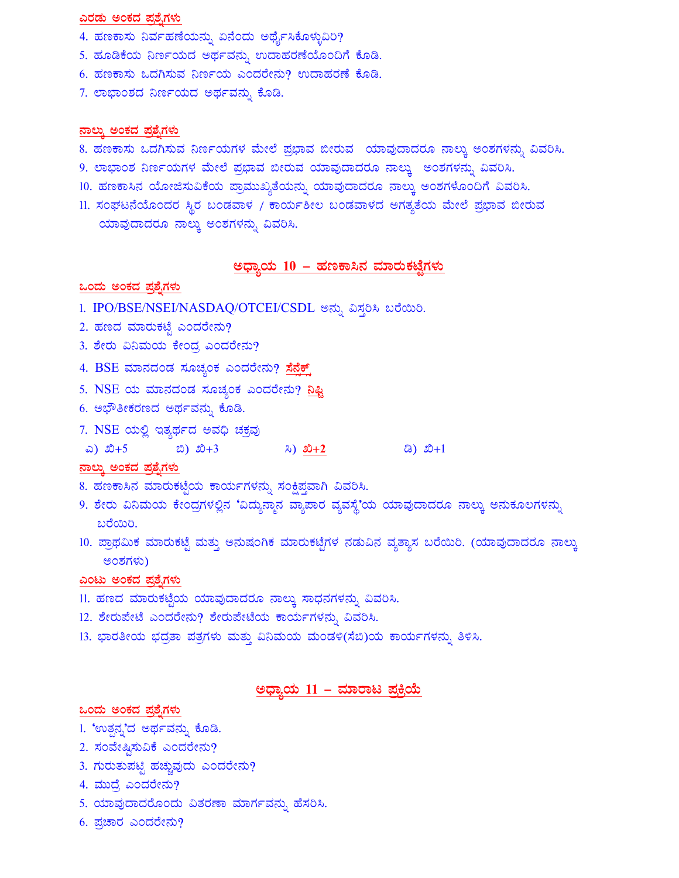**ಎರಡು ಅಂಕದ ಪ್ರಶ್ನೆಗಳು**

4. ಹಣಕಾಸು ನಿರ್ವಹಣೆಯನ್ನು ಏನೆಂದು ಅರ್ಥೈಸಿಕೊಳ್ಳುವಿರಿ?
5. ಹೂಡಿಕೆಯ ನಿರ್ಣಯದ ಅರ್ಥವನ್ನು ಉದಾಹರಣೆಯೊಂದಿಗೆ ಕೊಡಿ.
6. ಹಣಕಾಸು ಒದಗಿಸುವ ನಿರ್ಣಯ ಎಂದರೇನು? ಉದಾಹರಣೆ ಕೊಡಿ.
7. ಲಾಭಾಂಶದ ನಿರ್ಣಯದ ಅರ್ಥವನ್ನು ಕೊಡಿ.

**ನಾಲ್ಕು ಅಂಕದ ಪ್ರಶ್ನೆಗಳು**

8. ಹಣಕಾಸು ಒದಗಿಸುವ ನಿರ್ಣಯಗಳ ಮೇಲೆ ಪ್ರಭಾವ ಬೀರುವ ಯಾವುದಾದರೂ ನಾಲ್ಕು ಅಂಶಗಳನ್ನು ವಿವರಿಸಿ.
9. ಲಾಭಾಂಶ ನಿರ್ಣಯಗಳ ಮೇಲೆ ಪ್ರಭಾವ ಬೀರುವ ಯಾವುದಾದರು ನಾಲ್ಕು ಅಂಶಗಳನ್ನು ವಿವರಿಸಿ.
10. ಹಣಕಾಸಿನ ಯೋಜಿಸುವಿಕೆಯ ಪ್ರಾಮುಖ್ಯತೆಯನ್ನು ಯಾವುದಾದರೂ ನಾಲ್ಕು ಅಂಶಗಳೊಂದಿಗೆ ವಿವರಿಸಿ.
11. ಸಂಘಟನೆಯೊಂದರ ಸ್ಥಿರ ಬಂಡವಾಳ / ಕಾರ್ಯಶೀಲ ಬಂಡವಾಳದ ಅಗತ್ಯತೆಯ ಮೇಲೆ ಪ್ರಭಾವ ಬೀರುವ ಯಾವುದಾದರೂ ನಾಲ್ಕು ಅಂಶಗಳನ್ನು ವಿವರಿಸಿ.

## ಅಧ್ಯಾಯ 10 – ಹಣಕಾಸಿನ ಮಾರುಕಟ್ಟೆಗಳು

**ಒಂದು ಅಂಕದ ಪ್ರಶ್ನೆಗಳು**

1. IPO/BSE/NSEI/NASDAQ/OTCEI/CSDL ಅನ್ನು ವಿಸ್ತರಿಸಿ ಬರೆಯಿರಿ.
2. ಹಣದ ಮಾರುಕಟ್ಟೆ ಎಂದರೇನು?
3. ಶೇರು ವಿನಿಮಯ ಕೇಂದ್ರ ಎಂದರೇನು?
4. BSE ಮಾನದಂಡ ಸೂಚ್ಯಂಕ ಎಂದರೇನು? ಸೆನ್ಸೆಕ್ಸ್
5. NSE ಯ ಮಾನದಂಡ ಸೂಚ್ಯಂಕ ಎಂದರೇನು? ನಿಫ್ಟಿ
6. ಅಭೌತೀಕರಣದ ಅರ್ಥವನ್ನು ಕೊಡಿ.
7. NSE ಯಲ್ಲಿ ಇತ್ಯರ್ಥದ ಅವಧಿ ಚಕ್ರವು
   ಎ) ಟಿ+5   ಬಿ) ಟಿ+3   ಸಿ) ಟಿ+2   ಡಿ) ಟಿ+1

**ನಾಲ್ಕು ಅಂಕದ ಪ್ರಶ್ನೆಗಳು**

8. ಹಣಕಾಸಿನ ಮಾರುಕಟ್ಟೆಯ ಕಾರ್ಯಗಳನ್ನು ಸಂಕ್ಷಿಪ್ತವಾಗಿ ವಿವರಿಸಿ.
9. ಶೇರು ವಿನಿಮಯ ಕೇಂದ್ರಗಳಲ್ಲಿನ 'ವಿದ್ಯುನ್ಮಾನ ವ್ಯಾಪಾರ ವ್ಯವಸ್ಥೆ'ಯ ಯಾವುದಾದರೂ ನಾಲ್ಕು ಅನುಕೂಲಗಳನ್ನು ಬರೆಯಿರಿ.
10. ಪ್ರಾಥಮಿಕ ಮಾರುಕಟ್ಟೆ ಮತ್ತು ಅನುಷಂಗಿಕ ಮಾರುಕಟ್ಟೆಗಳ ನಡುವಿನ ವ್ಯತ್ಯಾಸ ಬರೆಯಿರಿ. (ಯಾವುದಾದರೂ ನಾಲ್ಕು ಅಂಶಗಳು)

**ಎಂಟು ಅಂಕದ ಪ್ರಶ್ನೆಗಳು**

11. ಹಣದ ಮಾರುಕಟ್ಟೆಯ ಯಾವುದಾದರೂ ನಾಲ್ಕು ಸಾಧನಗಳನ್ನು ವಿವರಿಸಿ.
12. ಶೇರುಪೇಟೆ ಎಂದರೇನು? ಶೇರುಪೇಟೆಯ ಕಾರ್ಯಗಳನ್ನು ವಿವರಿಸಿ.
13. ಭಾರತೀಯ ಭದ್ರತಾ ಪತ್ರಗಳು ಮತ್ತು ವಿನಿಮಯ ಮಂಡಳಿ(ಸೆಬಿ)ಯ ಕಾರ್ಯಗಳನ್ನು ತಿಳಿಸಿ.

## ಅಧ್ಯಾಯ 11 – ಮಾರಾಟ ಪ್ರಕ್ರಿಯೆ

**ಒಂದು ಅಂಕದ ಪ್ರಶ್ನೆಗಳು**

1. 'ಉತ್ಪನ್ನ'ದ ಅರ್ಥವನ್ನು ಕೊಡಿ.
2. ಸಂವೇಷ್ಟಿಸುವಿಕೆ ಎಂದರೇನು?
3. ಗುರುತುಪಟ್ಟಿ ಹಚ್ಚುವುದು ಎಂದರೇನು?
4. ಮುದ್ರೆ ಎಂದರೇನು?
5. ಯಾವುದಾದರೊಂದು ವಿತರಣಾ ಮಾರ್ಗವನ್ನು ಹೆಸರಿಸಿ.
6. ಪ್ರಚಾರ ಎಂದರೇನು?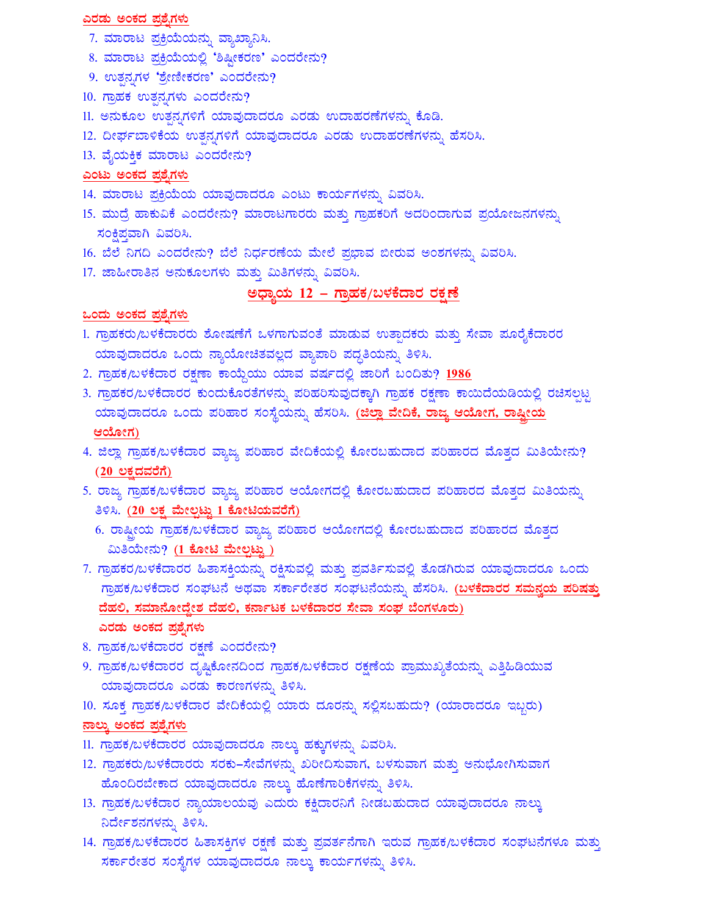**ಎರಡು ಅಂಕದ ಪ್ರಶ್ನೆಗಳು**

7. ಮಾರಾಟ ಪ್ರಕ್ರಿಯೆಯನ್ನು ವ್ಯಾಖ್ಯಾನಿಸಿ.
8. ಮಾರಾಟ ಪ್ರಕ್ರಿಯೆಯಲ್ಲಿ 'ಶಿಷ್ಟೀಕರಣ' ಎಂದರೇನು?
9. ಉತ್ಪನ್ನಗಳ 'ಶ್ರೇಣೀಕರಣ' ಎಂದರೇನು?
10. ಗ್ರಾಹಕ ಉತ್ಪನ್ನಗಳು ಎಂದರೇನು?
11. ಅನುಕೂಲ ಉತ್ಪನ್ನಗಳಿಗೆ ಯಾವುದಾದರೂ ಎರಡು ಉದಾಹರಣೆಗಳನ್ನು ಕೊಡಿ.
12. ದೀರ್ಘಬಾಳಿಕೆಯ ಉತ್ಪನ್ನಗಳಿಗೆ ಯಾವುದಾದರೂ ಎರಡು ಉದಾಹರಣೆಗಳನ್ನು ಹೆಸರಿಸಿ.
13. ವೈಯಕ್ತಿಕ ಮಾರಾಟ ಎಂದರೇನು?

**ಎಂಟು ಅಂಕದ ಪ್ರಶ್ನೆಗಳು**

14. ಮಾರಾಟ ಪ್ರಕ್ರಿಯೆಯ ಯಾವುದಾದರೂ ಎಂಟು ಕಾರ್ಯಗಳನ್ನು ವಿವರಿಸಿ.
15. ಮುದ್ರೆ ಹಾಕುವಿಕೆ ಎಂದರೇನು? ಮಾರಾಟಗಾರರು ಮತ್ತು ಗ್ರಾಹಕರಿಗೆ ಅದರಿಂದಾಗುವ ಪ್ರಯೋಜನಗಳನ್ನು ಸಂಕ್ಷಿಪ್ತವಾಗಿ ವಿವರಿಸಿ.
16. ಬೆಲೆ ನಿಗದಿ ಎಂದರೇನು? ಬೆಲೆ ನಿರ್ಧರಣೆಯ ಮೇಲೆ ಪ್ರಭಾವ ಬೀರುವ ಅಂಶಗಳನ್ನು ವಿವರಿಸಿ.
17. ಜಾಹೀರಾತಿನ ಅನುಕೂಲಗಳು ಮತ್ತು ಮಿತಿಗಳನ್ನು ವಿವರಿಸಿ.

## ಅಧ್ಯಾಯ 12 – ಗ್ರಾಹಕ/ಬಳಕೆದಾರ ರಕ್ಷಣೆ

**ಒಂದು ಅಂಕದ ಪ್ರಶ್ನೆಗಳು**

1. ಗ್ರಾಹಕರು/ಬಳಕೆದಾರರು ಶೋಷಣೆಗೆ ಒಳಗಾಗುವಂತೆ ಮಾಡುವ ಉತ್ಪಾದಕರು ಮತ್ತು ಸೇವಾ ಪೂರೈಕೆದಾರರ ಯಾವುದಾದರೂ ಒಂದು ನ್ಯಾಯೋಚಿತವಲ್ಲದ ವ್ಯಾಪಾರಿ ಪದ್ಧತಿಯನ್ನು ತಿಳಿಸಿ.
2. ಗ್ರಾಹಕ/ಬಳಕೆದಾರ ರಕ್ಷಣಾ ಕಾಯ್ದೆಯು ಯಾವ ವರ್ಷದಲ್ಲಿ ಜಾರಿಗೆ ಬಂದಿತು? **1986**
3. ಗ್ರಾಹಕರ/ಬಳಕೆದಾರರ ಕುಂದುಕೊರತೆಗಳನ್ನು ಪರಿಹರಿಸುವುದಕ್ಕಾಗಿ ಗ್ರಾಹಕ ರಕ್ಷಣಾ ಕಾಯಿದೆಯಡಿಯಲ್ಲಿ ರಚಿಸಲ್ಪಟ್ಟ ಯಾವುದಾದರೂ ಒಂದು ಪರಿಹಾರ ಸಂಸ್ಥೆಯನ್ನು ಹೆಸರಿಸಿ. **(ಜಿಲ್ಲಾ ವೇದಿಕೆ, ರಾಜ್ಯ ಆಯೋಗ, ರಾಷ್ಟ್ರೀಯ ಆಯೋಗ)**
4. ಜಿಲ್ಲಾ ಗ್ರಾಹಕ/ಬಳಕೆದಾರ ವ್ಯಾಜ್ಯ ಪರಿಹಾರ ವೇದಿಕೆಯಲ್ಲಿ ಕೋರಬಹುದಾದ ಪರಿಹಾರದ ಮೊತ್ತದ ಮಿತಿಯೇನು? **(20 ಲಕ್ಷದವರೆಗೆ)**
5. ರಾಜ್ಯ ಗ್ರಾಹಕ/ಬಳಕೆದಾರ ವ್ಯಾಜ್ಯ ಪರಿಹಾರ ಆಯೋಗದಲ್ಲಿ ಕೋರಬಹುದಾದ ಪರಿಹಾರದ ಮೊತ್ತದ ಮಿತಿಯನ್ನು ತಿಳಿಸಿ. **(20 ಲಕ್ಷ ಮೇಲ್ಪಟ್ಟು 1 ಕೋಟಿಯವರೆಗೆ)**
6. ರಾಷ್ಟ್ರೀಯ ಗ್ರಾಹಕ/ಬಳಕೆದಾರ ವ್ಯಾಜ್ಯ ಪರಿಹಾರ ಆಯೋಗದಲ್ಲಿ ಕೋರಬಹುದಾದ ಪರಿಹಾರದ ಮೊತ್ತದ ಮಿತಿಯೇನು? **(1 ಕೋಟಿ ಮೇಲ್ಪಟ್ಟು )**
7. ಗ್ರಾಹಕರ/ಬಳಕೆದಾರರ ಹಿತಾಸಕ್ತಿಯನ್ನು ರಕ್ಷಿಸುವಲ್ಲಿ ಮತ್ತು ಪ್ರವರ್ತಿಸುವಲ್ಲಿ ತೊಡಗಿರುವ ಯಾವುದಾದರೂ ಒಂದು ಗ್ರಾಹಕ/ಬಳಕೆದಾರ ಸಂಘಟನೆ ಅಥವಾ ಸರ್ಕಾರೇತರ ಸಂಘಟನೆಯನ್ನು ಹೆಸರಿಸಿ. **(ಬಳಕೆದಾರರ ಸಮನ್ವಯ ಪರಿಷತ್ತು ದೆಹಲಿ, ಸಮಾನೋದ್ದೇಶ ದೆಹಲಿ, ಕರ್ನಾಟಕ ಬಳಕೆದಾರರ ಸೇವಾ ಸಂಘ ಬೆಂಗಳೂರು)**

**ಎರಡು ಅಂಕದ ಪ್ರಶ್ನೆಗಳು**

8. ಗ್ರಾಹಕ/ಬಳಕೆದಾರರ ರಕ್ಷಣೆ ಎಂದರೇನು?
9. ಗ್ರಾಹಕ/ಬಳಕೆದಾರರ ದೃಷ್ಟಿಕೋನದಿಂದ ಗ್ರಾಹಕ/ಬಳಕೆದಾರ ರಕ್ಷಣೆಯ ಪ್ರಾಮುಖ್ಯತೆಯನ್ನು ಎತ್ತಿಹಿಡಿಯುವ ಯಾವುದಾದರೂ ಎರಡು ಕಾರಣಗಳನ್ನು ತಿಳಿಸಿ.
10. ಸೂಕ್ತ ಗ್ರಾಹಕ/ಬಳಕೆದಾರ ವೇದಿಕೆಯಲ್ಲಿ ಯಾರು ದೂರನ್ನು ಸಲ್ಲಿಸಬಹುದು? (ಯಾರಾದರೂ ಇಬ್ಬರು)

**ನಾಲ್ಕು ಅಂಕದ ಪ್ರಶ್ನೆಗಳು**

11. ಗ್ರಾಹಕ/ಬಳಕೆದಾರರ ಯಾವುದಾದರೂ ನಾಲ್ಕು ಹಕ್ಕುಗಳನ್ನು ವಿವರಿಸಿ.
12. ಗ್ರಾಹಕರು/ಬಳಕೆದಾರರು ಸರಕು–ಸೇವೆಗಳನ್ನು ಖರೀದಿಸುವಾಗ, ಬಳಸುವಾಗ ಮತ್ತು ಅನುಭೋಗಿಸುವಾಗ ಹೊಂದಿರಬೇಕಾದ ಯಾವುದಾದರೂ ನಾಲ್ಕು ಹೊಣೆಗಾರಿಕೆಗಳನ್ನು ತಿಳಿಸಿ.
13. ಗ್ರಾಹಕ/ಬಳಕೆದಾರ ನ್ಯಾಯಾಲಯವು ಎದುರು ಕಕ್ಷಿದಾರನಿಗೆ ನೀಡಬಹುದಾದ ಯಾವುದಾದರೂ ನಾಲ್ಕು ನಿರ್ದೇಶನಗಳನ್ನು ತಿಳಿಸಿ.
14. ಗ್ರಾಹಕ/ಬಳಕೆದಾರರ ಹಿತಾಸಕ್ತಿಗಳ ರಕ್ಷಣೆ ಮತ್ತು ಪ್ರವರ್ತನೆಗಾಗಿ ಇರುವ ಗ್ರಾಹಕ/ಬಳಕೆದಾರ ಸಂಘಟನೆಗಳೂ ಮತ್ತು ಸರ್ಕಾರೇತರ ಸಂಸ್ಥೆಗಳ ಯಾವುದಾದರೂ ನಾಲ್ಕು ಕಾರ್ಯಗಳನ್ನು ತಿಳಿಸಿ.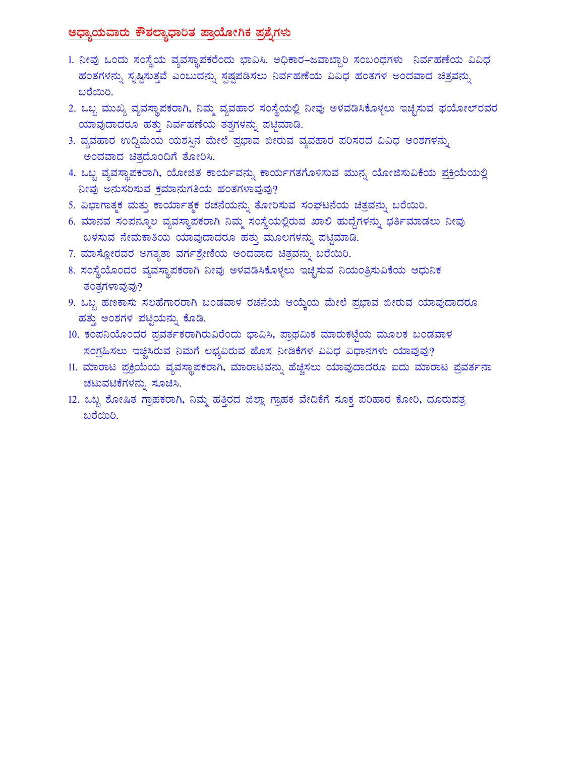## ಅಧ್ಯಾಯವಾರು ಕೌಶಲ್ಯಾಧಾರಿತ ಪ್ರಾಯೋಗಿಕ ಪ್ರಶ್ನೆಗಳು

1. ನೀವು ಒಂದು ಸಂಸ್ಥೆಯ ವ್ಯವಸ್ಥಾಪಕರೆಂದು ಭಾವಿಸಿ. ಅಧಿಕಾರ–ಜವಾಬ್ದಾರಿ ಸಂಬಂಧಗಳು ನಿರ್ವಹಣೆಯ ವಿವಿಧ ಹಂತಗಳನ್ನು ಸೃಷ್ಟಿಸುತ್ತವೆ ಎಂಬುದನ್ನು ಸ್ಪಷ್ಟಪಡಿಸಲು ನಿರ್ವಹಣೆಯ ವಿವಿಧ ಹಂತಗಳ ಅಂದವಾದ ಚಿತ್ರವನ್ನು ಬರೆಯಿರಿ.
2. ಒಬ್ಬ ಮುಖ್ಯ ವ್ಯವಸ್ಥಾಪಕರಾಗಿ, ನಿಮ್ಮ ವ್ಯವಹಾರ ಸಂಸ್ಥೆಯಲ್ಲಿ ನೀವು ಅಳವಡಿಸಿಕೊಳ್ಳಲು ಇಚ್ಛಿಸುವ ಫಯೋಲ್‌ರವರ ಯಾವುದಾದರೂ ಹತ್ತು ನಿರ್ವಹಣೆಯ ತತ್ವಗಳನ್ನು ಪಟ್ಟಿಮಾಡಿ.
3. ವ್ಯವಹಾರ ಉದ್ದಿಮೆಯ ಯಶಸ್ಸಿನ ಮೇಲೆ ಪ್ರಭಾವ ಬೀರುವ ವ್ಯವಹಾರ ಪರಿಸರದ ವಿವಿಧ ಅಂಶಗಳನ್ನು ಅಂದವಾದ ಚಿತ್ರದೊಂದಿಗೆ ತೋರಿಸಿ.
4. ಒಬ್ಬ ವ್ಯವಸ್ಥಾಪಕರಾಗಿ, ಯೋಜಿತ ಕಾರ್ಯವನ್ನು ಕಾರ್ಯಗತಗೊಳಿಸುವ ಮುನ್ನ ಯೋಜಿಸುವಿಕೆಯ ಪ್ರಕ್ರಿಯೆಯಲ್ಲಿ ನೀವು ಅನುಸರಿಸುವ ಕ್ರಮಾನುಗತಿಯ ಹಂತಗಳಾವುವು?
5. ವಿಭಾಗಾತ್ಮಕ ಮತ್ತು ಕಾರ್ಯಾತ್ಮಕ ರಚನೆಯನ್ನು ತೋರಿಸುವ ಸಂಘಟನೆಯ ಚಿತ್ರವನ್ನು ಬರೆಯಿರಿ.
6. ಮಾನವ ಸಂಪನ್ಮೂಲ ವ್ಯವಸ್ಥಾಪಕರಾಗಿ ನಿಮ್ಮ ಸಂಸ್ಥೆಯಲ್ಲಿರುವ ಖಾಲಿ ಹುದ್ದೆಗಳನ್ನು ಭರ್ತಿಮಾಡಲು ನೀವು ಬಳಸುವ ನೇಮಕಾತಿಯ ಯಾವುದಾದರೂ ಹತ್ತು ಮೂಲಗಳನ್ನು ಪಟ್ಟಿಮಾಡಿ.
7. ಮಾಸ್ಲೋರವರ ಅಗತ್ಯತಾ ವರ್ಗಶ್ರೇಣಿಯ ಅಂದವಾದ ಚಿತ್ರವನ್ನು ಬರೆಯಿರಿ.
8. ಸಂಸ್ಥೆಯೊಂದರ ವ್ಯವಸ್ಥಾಪಕರಾಗಿ ನೀವು ಅಳವಡಿಸಿಕೊಳ್ಳಲು ಇಚ್ಛಿಸುವ ನಿಯಂತ್ರಿಸುವಿಕೆಯ ಆಧುನಿಕ ತಂತ್ರಗಳಾವುವು?
9. ಒಬ್ಬ ಹಣಕಾಸು ಸಲಹೆಗಾರರಾಗಿ ಬಂಡವಾಳ ರಚನೆಯ ಆಯ್ಕೆಯ ಮೇಲೆ ಪ್ರಭಾವ ಬೀರುವ ಯಾವುದಾದರೂ ಹತ್ತು ಅಂಶಗಳ ಪಟ್ಟಿಯನ್ನು ಕೊಡಿ.
10. ಕಂಪನಿಯೊಂದರ ಪ್ರವರ್ತಕರಾಗಿರುವಿರೆಂದು ಭಾವಿಸಿ, ಪ್ರಾಥಮಿಕ ಮಾರುಕಟ್ಟೆಯ ಮೂಲಕ ಬಂಡವಾಳ ಸಂಗ್ರಹಿಸಲು ಇಚ್ಛಿಸಿರುವ ನಿಮಗೆ ಲಭ್ಯವಿರುವ ಹೊಸ ನೀಡಿಕೆಗಳ ವಿವಿಧ ವಿಧಾನಗಳು ಯಾವುವು?
11. ಮಾರಾಟ ಪ್ರಕ್ರಿಯೆಯ ವ್ಯವಸ್ಥಾಪಕರಾಗಿ, ಮಾರಾಟವನ್ನು ಹೆಚ್ಚಿಸಲು ಯಾವುದಾದರೂ ಐದು ಮಾರಾಟ ಪ್ರವರ್ತನಾ ಚಟುವಟಿಕೆಗಳನ್ನು ಸೂಚಿಸಿ.
12. ಒಬ್ಬ ಶೋಷಿತ ಗ್ರಾಹಕರಾಗಿ, ನಿಮ್ಮ ಹತ್ತಿರದ ಜಿಲ್ಲಾ ಗ್ರಾಹಕ ವೇದಿಕೆಗೆ ಸೂಕ್ತ ಪರಿಹಾರ ಕೋರಿ, ದೂರುಪತ್ರ ಬರೆಯಿರಿ.